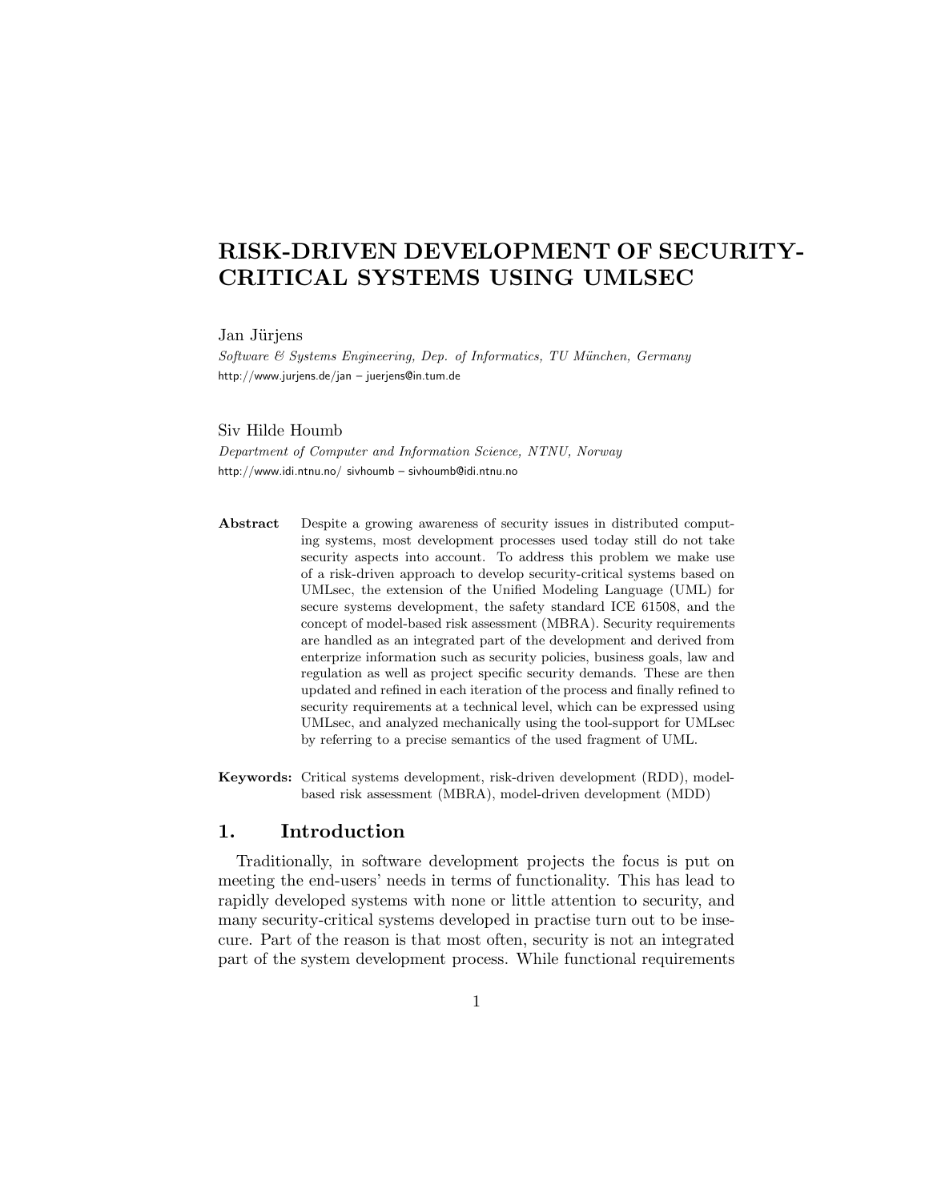# RISK-DRIVEN DEVELOPMENT OF SECURITY-CRITICAL SYSTEMS USING UMLSEC

Jan Jürjens

*Software & Systems Engineering, Dep. of Informatics, TU München, Germany*

http://www.jurjens.de/jan – juerjens@in.tum.de

Siv Hilde Houmb

*Department of Computer and Information Science, NTNU, Norway*

http://www.idi.ntnu.no/ sivhoumb – sivhoumb@idi.ntnu.no

**Abstract** Despite a growing awareness of security issues in distributed computing systems, most development processes used today still do not take security aspects into account. To address this problem we make use of a risk-driven approach to develop security-critical systems based on UMLsec, the extension of the Unified Modeling Language (UML) for secure systems development, the safety standard ICE 61508, and the concept of model-based risk assessment (MBRA). Security requirements are handled as an integrated part of the development and derived from enterprize information such as security policies, business goals, law and regulation as well as project specific security demands. These are then updated and refined in each iteration of the process and finally refined to security requirements at a technical level, which can be expressed using UMLsec, and analyzed mechanically using the tool-support for UMLsec by referring to a precise semantics of the used fragment of UML.

**Keywords:** Critical systems development, risk-driven development (RDD), model-based risk assessment (MBRA), model-driven development (MDD)

## 1. Introduction

Traditionally, in software development projects the focus is put on meeting the end-users' needs in terms of functionality. This has lead to rapidly developed systems with none or little attention to security, and many security-critical systems developed in practise turn out to be insecure. Part of the reason is that most often, security is not an integrated part of the system development process. While functional requirements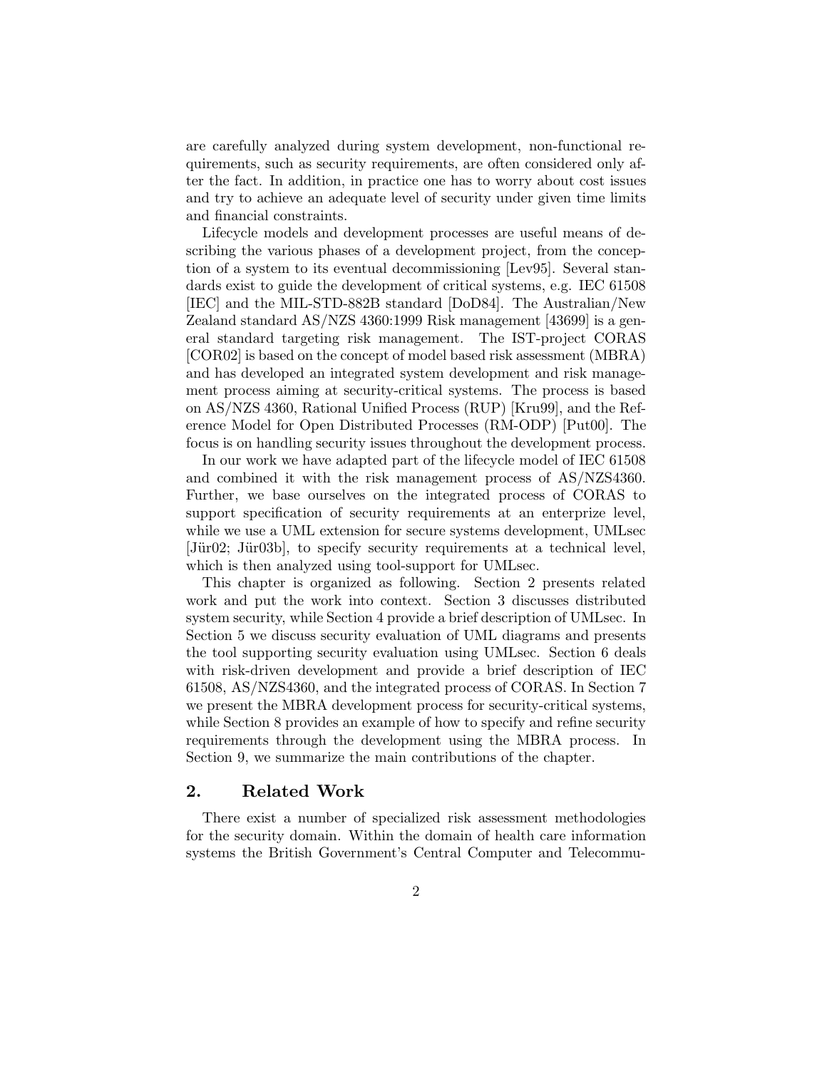are carefully analyzed during system development, non-functional requirements, such as security requirements, are often considered only after the fact. In addition, in practice one has to worry about cost issues and try to achieve an adequate level of security under given time limits and financial constraints.

Lifecycle models and development processes are useful means of describing the various phases of a development project, from the conception of a system to its eventual decommissioning [Lev95]. Several standards exist to guide the development of critical systems, e.g. IEC 61508 [IEC] and the MIL-STD-882B standard [DoD84]. The Australian/New Zealand standard AS/NZS 4360:1999 Risk management [43699] is a general standard targeting risk management. The IST-project CORAS [COR02] is based on the concept of model based risk assessment (MBRA) and has developed an integrated system development and risk management process aiming at security-critical systems. The process is based on AS/NZS 4360, Rational Unified Process (RUP) [Kru99], and the Reference Model for Open Distributed Processes (RM-ODP) [Put00]. The focus is on handling security issues throughout the development process.

In our work we have adapted part of the lifecycle model of IEC 61508 and combined it with the risk management process of AS/NZS4360. Further, we base ourselves on the integrated process of CORAS to support specification of security requirements at an enterprize level, while we use a UML extension for secure systems development, UMLsec [Jür02; Jür03b], to specify security requirements at a technical level, which is then analyzed using tool-support for UMLsec.

This chapter is organized as following. Section 2 presents related work and put the work into context. Section 3 discusses distributed system security, while Section 4 provide a brief description of UMLsec. In Section 5 we discuss security evaluation of UML diagrams and presents the tool supporting security evaluation using UMLsec. Section 6 deals with risk-driven development and provide a brief description of IEC 61508, AS/NZS4360, and the integrated process of CORAS. In Section 7 we present the MBRA development process for security-critical systems, while Section 8 provides an example of how to specify and refine security requirements through the development using the MBRA process. In Section 9, we summarize the main contributions of the chapter.

## 2. Related Work

There exist a number of specialized risk assessment methodologies for the security domain. Within the domain of health care information systems the British Government's Central Computer and Telecommu-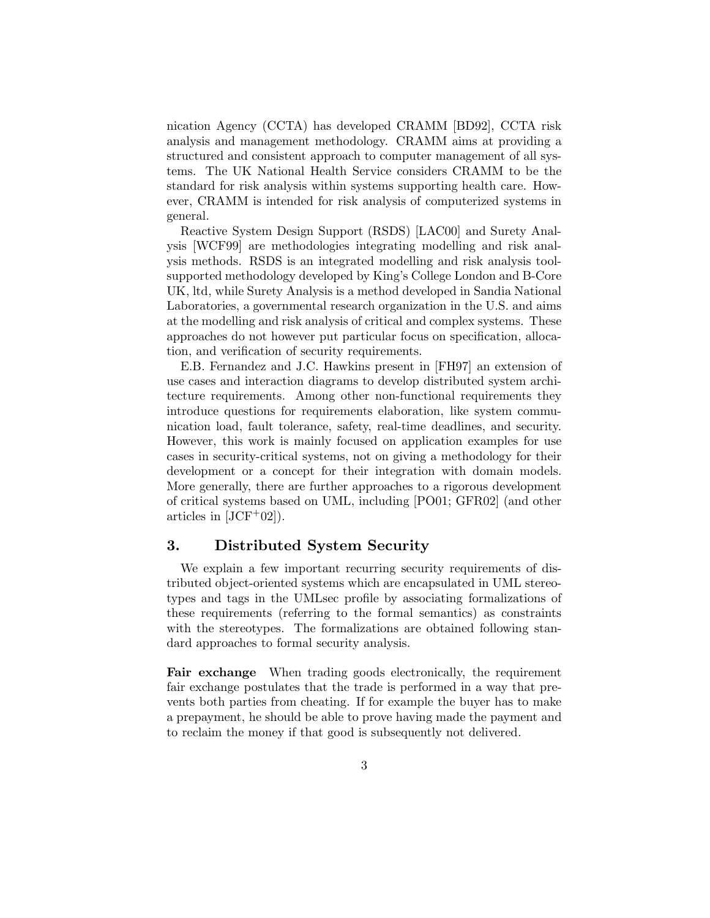nication Agency (CCTA) has developed CRAMM [BD92], CCTA risk analysis and management methodology. CRAMM aims at providing a structured and consistent approach to computer management of all systems. The UK National Health Service considers CRAMM to be the standard for risk analysis within systems supporting health care. However, CRAMM is intended for risk analysis of computerized systems in general.

Reactive System Design Support (RSDS) [LAC00] and Surety Analysis [WCF99] are methodologies integrating modelling and risk analysis methods. RSDS is an integrated modelling and risk analysis tool-supported methodology developed by King's College London and B-Core UK, ltd, while Surety Analysis is a method developed in Sandia National Laboratories, a governmental research organization in the U.S. and aims at the modelling and risk analysis of critical and complex systems. These approaches do not however put particular focus on specification, allocation, and verification of security requirements.

E.B. Fernandez and J.C. Hawkins present in [FH97] an extension of use cases and interaction diagrams to develop distributed system architecture requirements. Among other non-functional requirements they introduce questions for requirements elaboration, like system communication load, fault tolerance, safety, real-time deadlines, and security. However, this work is mainly focused on application examples for use cases in security-critical systems, not on giving a methodology for their development or a concept for their integration with domain models. More generally, there are further approaches to a rigorous development of critical systems based on UML, including [PO01; GFR02] (and other articles in [JCF+02]).

## 3. Distributed System Security

We explain a few important recurring security requirements of distributed object-oriented systems which are encapsulated in UML stereotypes and tags in the UMLsec profile by associating formalizations of these requirements (referring to the formal semantics) as constraints with the stereotypes. The formalizations are obtained following standard approaches to formal security analysis.

**Fair exchange** When trading goods electronically, the requirement fair exchange postulates that the trade is performed in a way that prevents both parties from cheating. If for example the buyer has to make a prepayment, he should be able to prove having made the payment and to reclaim the money if that good is subsequently not delivered.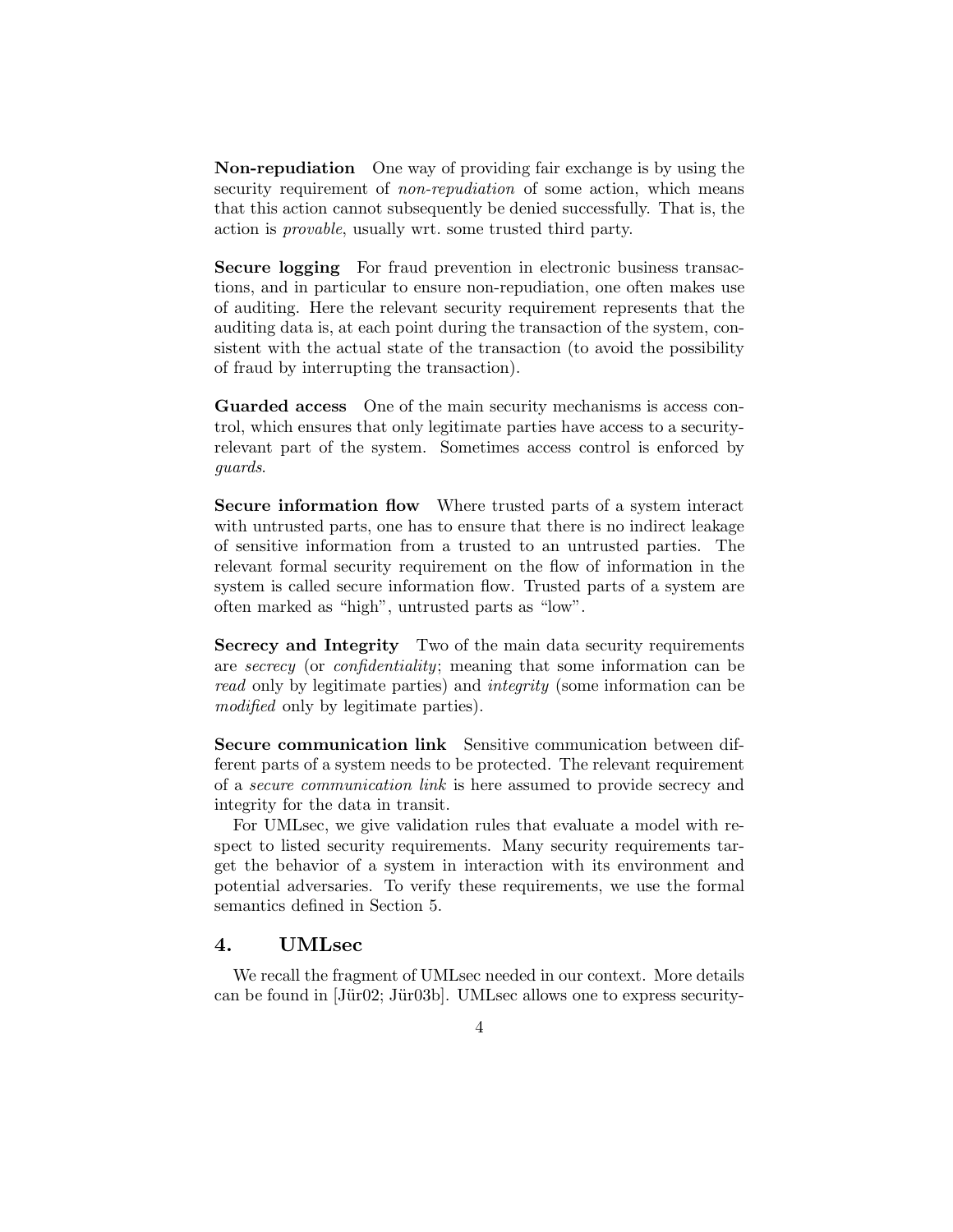**Non-repudiation** One way of providing fair exchange is by using the security requirement of *non-repudiation* of some action, which means that this action cannot subsequently be denied successfully. That is, the action is *provable*, usually wrt. some trusted third party.

**Secure logging** For fraud prevention in electronic business transactions, and in particular to ensure non-repudiation, one often makes use of auditing. Here the relevant security requirement represents that the auditing data is, at each point during the transaction of the system, consistent with the actual state of the transaction (to avoid the possibility of fraud by interrupting the transaction).

**Guarded access** One of the main security mechanisms is access control, which ensures that only legitimate parties have access to a security-relevant part of the system. Sometimes access control is enforced by *guards*.

**Secure information flow** Where trusted parts of a system interact with untrusted parts, one has to ensure that there is no indirect leakage of sensitive information from a trusted to an untrusted parties. The relevant formal security requirement on the flow of information in the system is called secure information flow. Trusted parts of a system are often marked as "high", untrusted parts as "low".

**Secrecy and Integrity** Two of the main data security requirements are *secrecy* (or *confidentiality*; meaning that some information can be *read* only by legitimate parties) and *integrity* (some information can be *modified* only by legitimate parties).

**Secure communication link** Sensitive communication between different parts of a system needs to be protected. The relevant requirement of a *secure communication link* is here assumed to provide secrecy and integrity for the data in transit.

For UMLsec, we give validation rules that evaluate a model with respect to listed security requirements. Many security requirements target the behavior of a system in interaction with its environment and potential adversaries. To verify these requirements, we use the formal semantics defined in Section 5.

## 4. UMLsec

We recall the fragment of UMLsec needed in our context. More details can be found in [Jür02; Jür03b]. UMLsec allows one to express security-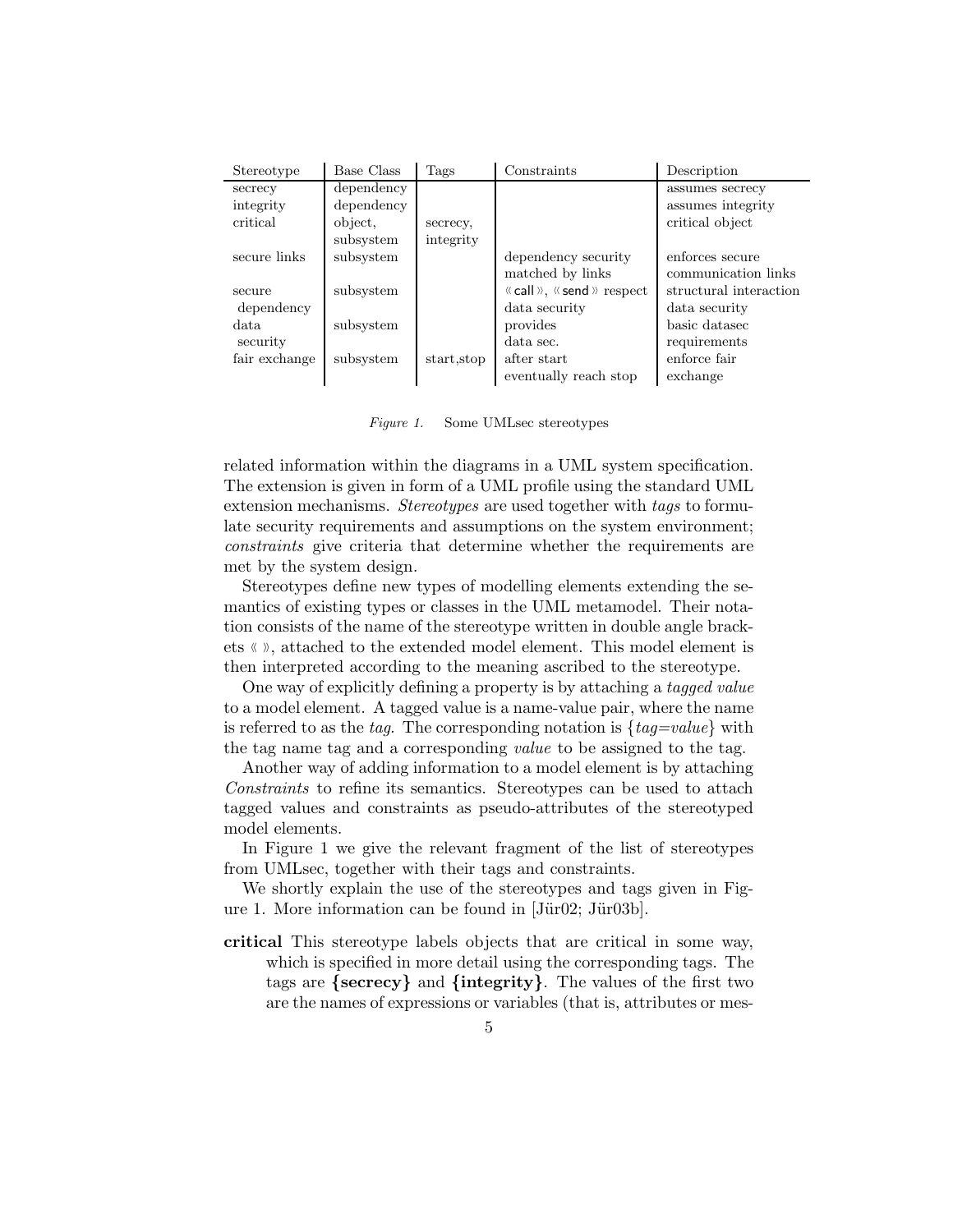| Stereotype | Base Class | Tags | Constraints | Description |
|---|---|---|---|---|
| secrecy | dependency | | | assumes secrecy |
| integrity | dependency | | | assumes integrity |
| critical | object, subsystem | secrecy, integrity | | critical object |
| secure links | subsystem | | dependency security matched by links | enforces secure communication links |
| secure dependency | subsystem | | «call», «send» respect data security | structural interaction data security |
| data security | subsystem | | provides data sec. | basic datasec requirements |
| fair exchange | subsystem | start,stop | after start eventually reach stop | enforce fair exchange |

*Figure 1.* Some UMLsec stereotypes

related information within the diagrams in a UML system specification. The extension is given in form of a UML profile using the standard UML extension mechanisms. *Stereotypes* are used together with *tags* to formulate security requirements and assumptions on the system environment; *constraints* give criteria that determine whether the requirements are met by the system design.

Stereotypes define new types of modelling elements extending the semantics of existing types or classes in the UML metamodel. Their notation consists of the name of the stereotype written in double angle brackets « », attached to the extended model element. This model element is then interpreted according to the meaning ascribed to the stereotype.

One way of explicitly defining a property is by attaching a *tagged value* to a model element. A tagged value is a name-value pair, where the name is referred to as the *tag*. The corresponding notation is {*tag*=*value*} with the tag name tag and a corresponding *value* to be assigned to the tag.

Another way of adding information to a model element is by attaching *Constraints* to refine its semantics. Stereotypes can be used to attach tagged values and constraints as pseudo-attributes of the stereotyped model elements.

In Figure 1 we give the relevant fragment of the list of stereotypes from UMLsec, together with their tags and constraints.

We shortly explain the use of the stereotypes and tags given in Figure 1. More information can be found in [Jür02; Jür03b].

**critical** This stereotype labels objects that are critical in some way, which is specified in more detail using the corresponding tags. The tags are **{secrecy}** and **{integrity}**. The values of the first two are the names of expressions or variables (that is, attributes or mes-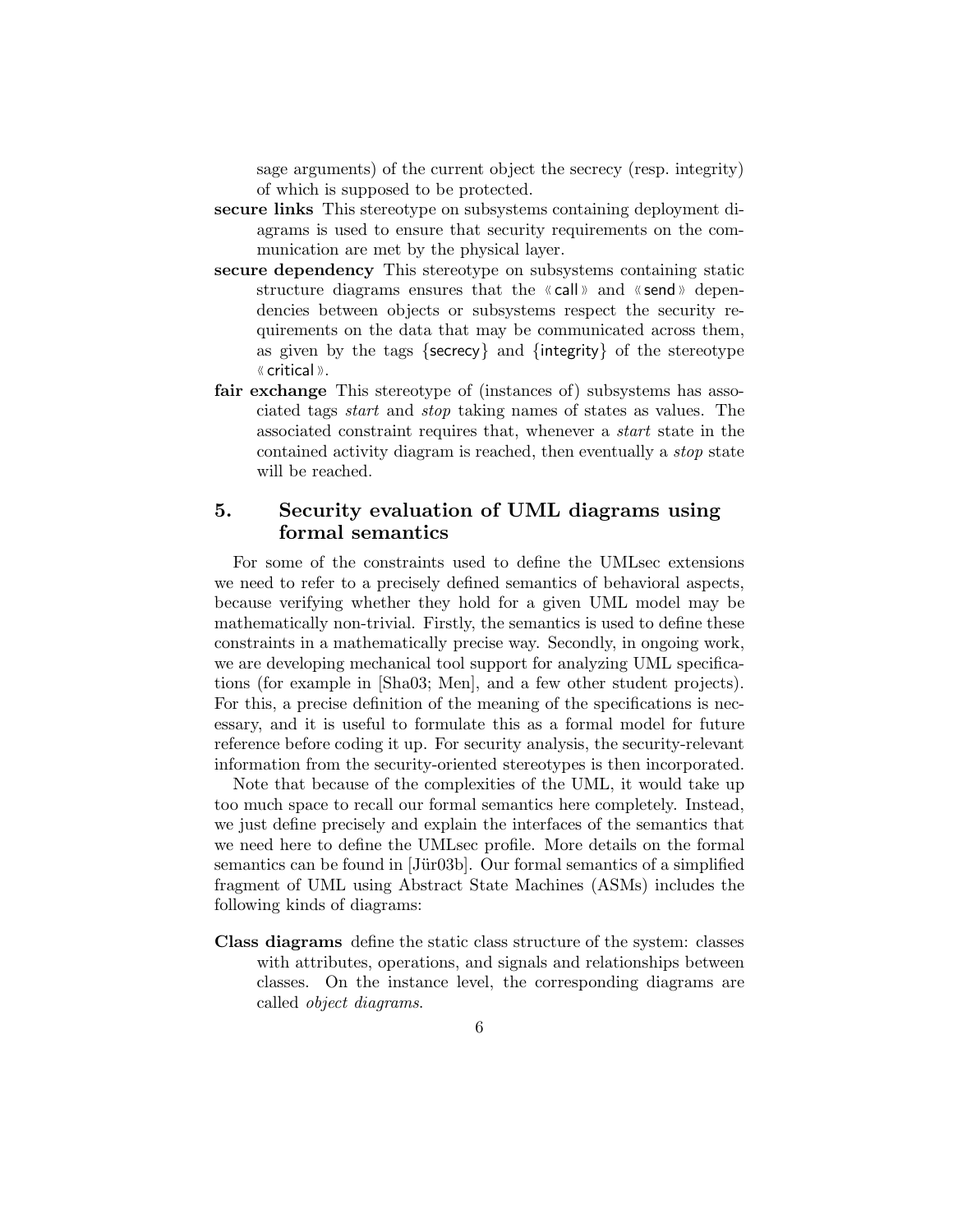sage arguments) of the current object the secrecy (resp. integrity) of which is supposed to be protected.

**secure links** This stereotype on subsystems containing deployment diagrams is used to ensure that security requirements on the communication are met by the physical layer.

**secure dependency** This stereotype on subsystems containing static structure diagrams ensures that the «call» and «send» dependencies between objects or subsystems respect the security requirements on the data that may be communicated across them, as given by the tags {secrecy} and {integrity} of the stereotype «critical».

**fair exchange** This stereotype of (instances of) subsystems has associated tags *start* and *stop* taking names of states as values. The associated constraint requires that, whenever a *start* state in the contained activity diagram is reached, then eventually a *stop* state will be reached.

## 5. Security evaluation of UML diagrams using formal semantics

For some of the constraints used to define the UMLsec extensions we need to refer to a precisely defined semantics of behavioral aspects, because verifying whether they hold for a given UML model may be mathematically non-trivial. Firstly, the semantics is used to define these constraints in a mathematically precise way. Secondly, in ongoing work, we are developing mechanical tool support for analyzing UML specifications (for example in [Sha03; Men], and a few other student projects). For this, a precise definition of the meaning of the specifications is necessary, and it is useful to formulate this as a formal model for future reference before coding it up. For security analysis, the security-relevant information from the security-oriented stereotypes is then incorporated.

Note that because of the complexities of the UML, it would take up too much space to recall our formal semantics here completely. Instead, we just define precisely and explain the interfaces of the semantics that we need here to define the UMLsec profile. More details on the formal semantics can be found in [Jür03b]. Our formal semantics of a simplified fragment of UML using Abstract State Machines (ASMs) includes the following kinds of diagrams:

**Class diagrams** define the static class structure of the system: classes with attributes, operations, and signals and relationships between classes. On the instance level, the corresponding diagrams are called *object diagrams*.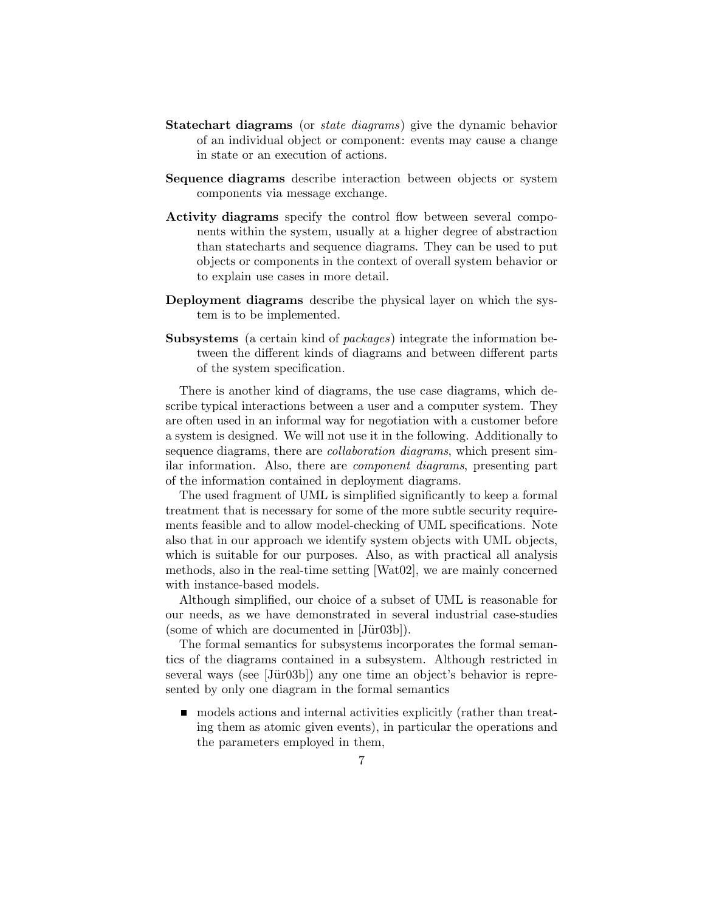**Statechart diagrams** (or *state diagrams*) give the dynamic behavior of an individual object or component: events may cause a change in state or an execution of actions.

**Sequence diagrams** describe interaction between objects or system components via message exchange.

**Activity diagrams** specify the control flow between several components within the system, usually at a higher degree of abstraction than statecharts and sequence diagrams. They can be used to put objects or components in the context of overall system behavior or to explain use cases in more detail.

**Deployment diagrams** describe the physical layer on which the system is to be implemented.

**Subsystems** (a certain kind of *packages*) integrate the information between the different kinds of diagrams and between different parts of the system specification.

There is another kind of diagrams, the use case diagrams, which describe typical interactions between a user and a computer system. They are often used in an informal way for negotiation with a customer before a system is designed. We will not use it in the following. Additionally to sequence diagrams, there are *collaboration diagrams*, which present similar information. Also, there are *component diagrams*, presenting part of the information contained in deployment diagrams.

The used fragment of UML is simplified significantly to keep a formal treatment that is necessary for some of the more subtle security requirements feasible and to allow model-checking of UML specifications. Note also that in our approach we identify system objects with UML objects, which is suitable for our purposes. Also, as with practical all analysis methods, also in the real-time setting [Wat02], we are mainly concerned with instance-based models.

Although simplified, our choice of a subset of UML is reasonable for our needs, as we have demonstrated in several industrial case-studies (some of which are documented in [Jür03b]).

The formal semantics for subsystems incorporates the formal semantics of the diagrams contained in a subsystem. Although restricted in several ways (see [Jür03b]) any one time an object's behavior is represented by only one diagram in the formal semantics

- models actions and internal activities explicitly (rather than treating them as atomic given events), in particular the operations and the parameters employed in them,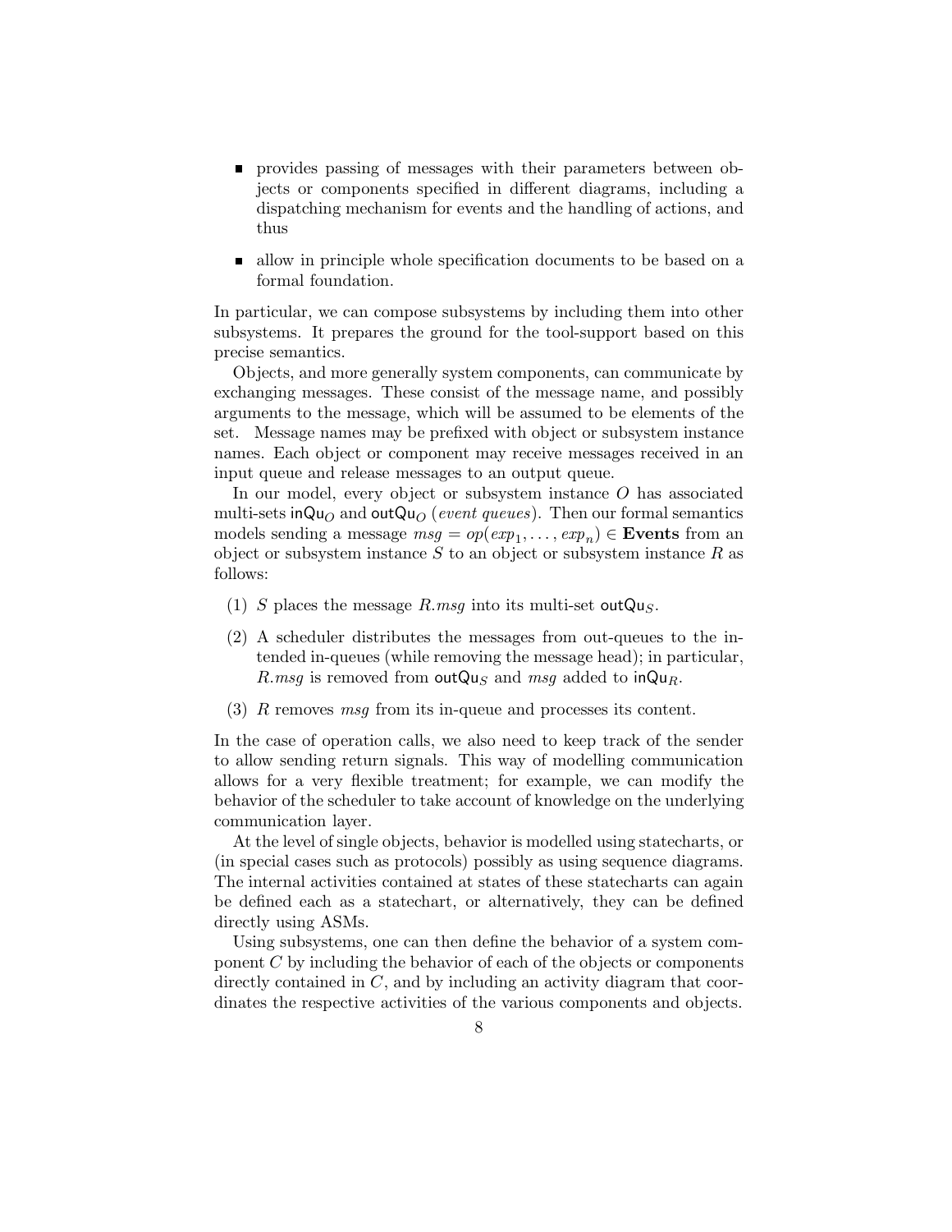- provides passing of messages with their parameters between objects or components specified in different diagrams, including a dispatching mechanism for events and the handling of actions, and thus
- allow in principle whole specification documents to be based on a formal foundation.

In particular, we can compose subsystems by including them into other subsystems. It prepares the ground for the tool-support based on this precise semantics.

Objects, and more generally system components, can communicate by exchanging messages. These consist of the message name, and possibly arguments to the message, which will be assumed to be elements of the set. Message names may be prefixed with object or subsystem instance names. Each object or component may receive messages received in an input queue and release messages to an output queue.

In our model, every object or subsystem instance $O$ has associated multi-sets $\mathsf{inQu}_O$ and $\mathsf{outQu}_O$ (*event queues*). Then our formal semantics models sending a message $msg = op(exp_1, \ldots, exp_n) \in \mathbf{Events}$ from an object or subsystem instance $S$ to an object or subsystem instance $R$ as follows:

(1) $S$ places the message $R.msg$ into its multi-set $\mathsf{outQu}_S$.

(2) A scheduler distributes the messages from out-queues to the intended in-queues (while removing the message head); in particular, $R.msg$ is removed from $\mathsf{outQu}_S$ and $msg$ added to $\mathsf{inQu}_R$.

(3) $R$ removes $msg$ from its in-queue and processes its content.

In the case of operation calls, we also need to keep track of the sender to allow sending return signals. This way of modelling communication allows for a very flexible treatment; for example, we can modify the behavior of the scheduler to take account of knowledge on the underlying communication layer.

At the level of single objects, behavior is modelled using statecharts, or (in special cases such as protocols) possibly as using sequence diagrams. The internal activities contained at states of these statecharts can again be defined each as a statechart, or alternatively, they can be defined directly using ASMs.

Using subsystems, one can then define the behavior of a system component $C$ by including the behavior of each of the objects or components directly contained in $C$, and by including an activity diagram that coordinates the respective activities of the various components and objects.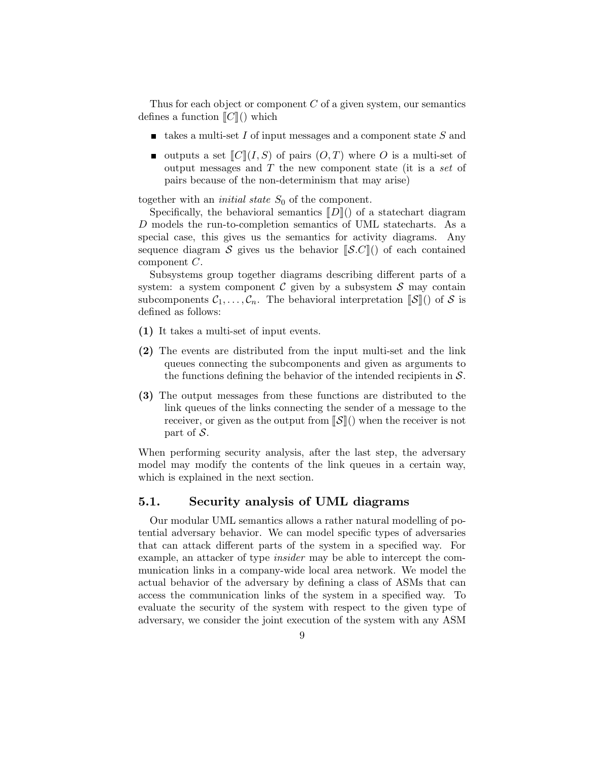Thus for each object or component $C$ of a given system, our semantics defines a function $[\![C]\!]()$ which

- takes a multi-set $I$ of input messages and a component state $S$ and
- outputs a set $[\![C]\!](I, S)$ of pairs $(O, T)$ where $O$ is a multi-set of output messages and $T$ the new component state (it is a *set* of pairs because of the non-determinism that may arise)

together with an *initial state* $S_0$ of the component.

Specifically, the behavioral semantics $[\![D]\!]()$ of a statechart diagram $D$ models the run-to-completion semantics of UML statecharts. As a special case, this gives us the semantics for activity diagrams. Any sequence diagram $\mathcal{S}$ gives us the behavior $[\![\mathcal{S}.C]\!]()$ of each contained component $C$.

Subsystems group together diagrams describing different parts of a system: a system component $\mathcal{C}$ given by a subsystem $\mathcal{S}$ may contain subcomponents $\mathcal{C}_1, \ldots, \mathcal{C}_n$. The behavioral interpretation $[\![\mathcal{S}]\!]()$ of $\mathcal{S}$ is defined as follows:

**(1)** It takes a multi-set of input events.

**(2)** The events are distributed from the input multi-set and the link queues connecting the subcomponents and given as arguments to the functions defining the behavior of the intended recipients in $\mathcal{S}$.

**(3)** The output messages from these functions are distributed to the link queues of the links connecting the sender of a message to the receiver, or given as the output from $[\![\mathcal{S}]\!]()$ when the receiver is not part of $\mathcal{S}$.

When performing security analysis, after the last step, the adversary model may modify the contents of the link queues in a certain way, which is explained in the next section.

## 5.1. Security analysis of UML diagrams

Our modular UML semantics allows a rather natural modelling of potential adversary behavior. We can model specific types of adversaries that can attack different parts of the system in a specified way. For example, an attacker of type *insider* may be able to intercept the communication links in a company-wide local area network. We model the actual behavior of the adversary by defining a class of ASMs that can access the communication links of the system in a specified way. To evaluate the security of the system with respect to the given type of adversary, we consider the joint execution of the system with any ASM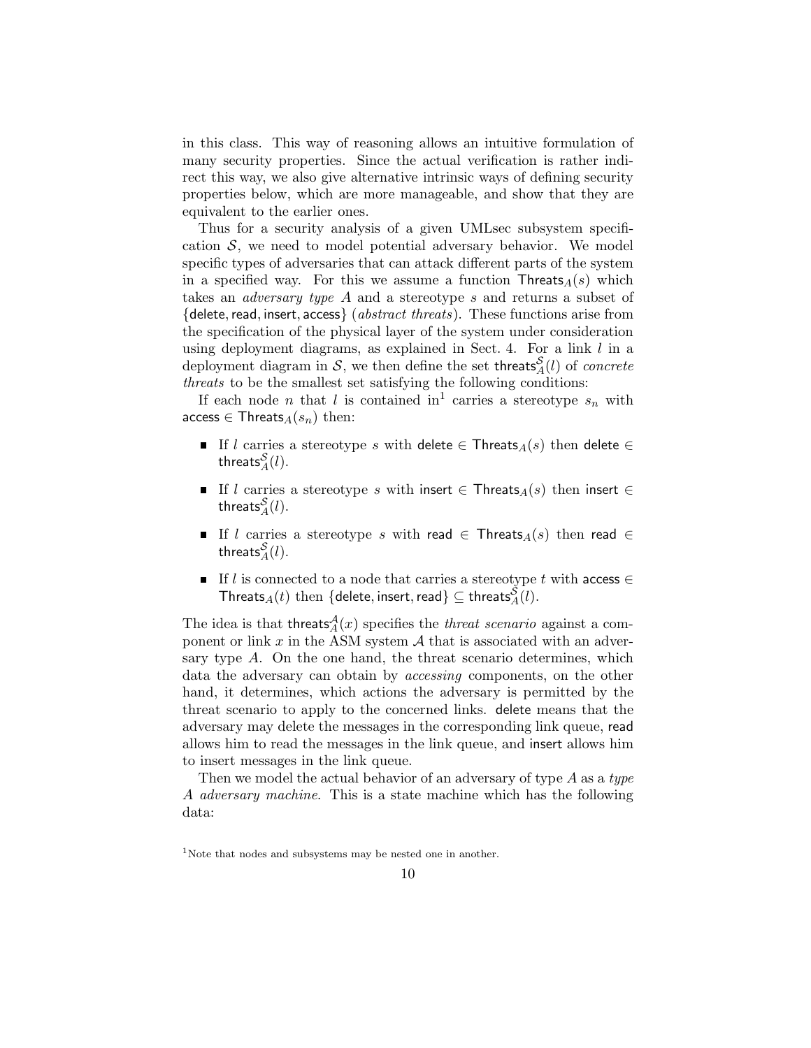in this class. This way of reasoning allows an intuitive formulation of many security properties. Since the actual verification is rather indirect this way, we also give alternative intrinsic ways of defining security properties below, which are more manageable, and show that they are equivalent to the earlier ones.

Thus for a security analysis of a given UMLsec subsystem specification $\mathcal{S}$, we need to model potential adversary behavior. We model specific types of adversaries that can attack different parts of the system in a specified way. For this we assume a function $\mathsf{Threats}_A(s)$ which takes an *adversary type* $A$ and a stereotype $s$ and returns a subset of $\{\mathsf{delete}, \mathsf{read}, \mathsf{insert}, \mathsf{access}\}$ (*abstract threats*). These functions arise from the specification of the physical layer of the system under consideration using deployment diagrams, as explained in Sect. 4. For a link $l$ in a deployment diagram in $\mathcal{S}$, we then define the set $\mathsf{threats}_A^{\mathcal{S}}(l)$ of *concrete threats* to be the smallest set satisfying the following conditions:

If each node $n$ that $l$ is contained in[1] carries a stereotype $s_n$ with $\mathsf{access} \in \mathsf{Threats}_A(s_n)$ then:

- If $l$ carries a stereotype $s$ with $\mathsf{delete} \in \mathsf{Threats}_A(s)$ then $\mathsf{delete} \in \mathsf{threats}_A^{\mathcal{S}}(l)$.
- If $l$ carries a stereotype $s$ with $\mathsf{insert} \in \mathsf{Threats}_A(s)$ then $\mathsf{insert} \in \mathsf{threats}_A^{\mathcal{S}}(l)$.
- If $l$ carries a stereotype $s$ with $\mathsf{read} \in \mathsf{Threats}_A(s)$ then $\mathsf{read} \in \mathsf{threats}_A^{\mathcal{S}}(l)$.
- If $l$ is connected to a node that carries a stereotype $t$ with $\mathsf{access} \in \mathsf{Threats}_A(t)$ then $\{\mathsf{delete}, \mathsf{insert}, \mathsf{read}\} \subseteq \mathsf{threats}_A^{\mathcal{S}}(l)$.

The idea is that $\mathsf{threats}_A^{\mathcal{A}}(x)$ specifies the *threat scenario* against a component or link $x$ in the ASM system $\mathcal{A}$ that is associated with an adversary type $A$. On the one hand, the threat scenario determines, which data the adversary can obtain by *accessing* components, on the other hand, it determines, which actions the adversary is permitted by the threat scenario to apply to the concerned links. delete means that the adversary may delete the messages in the corresponding link queue, read allows him to read the messages in the link queue, and insert allows him to insert messages in the link queue.

Then we model the actual behavior of an adversary of type $A$ as a *type A adversary machine*. This is a state machine which has the following data:

[1] Note that nodes and subsystems may be nested one in another.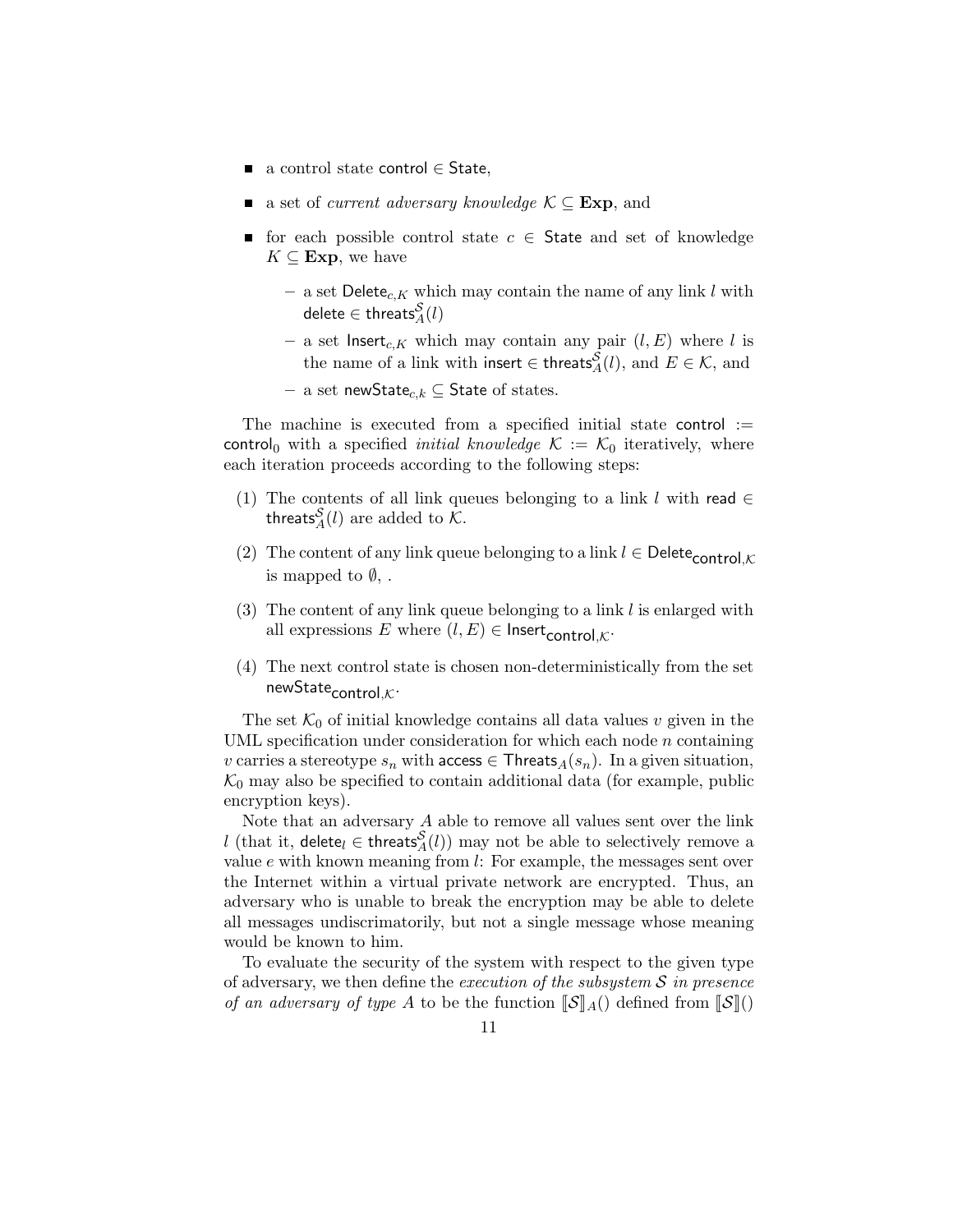- a control state $\mathsf{control} \in \mathsf{State}$,
- a set of *current adversary knowledge* $\mathcal{K} \subseteq \mathbf{Exp}$, and
- for each possible control state $c \in \mathsf{State}$ and set of knowledge $K \subseteq \mathbf{Exp}$, we have
  - a set $\mathsf{Delete}_{c,K}$ which may contain the name of any link $l$ with $\mathsf{delete} \in \mathsf{threats}_A^{\mathcal{S}}(l)$
  - a set $\mathsf{Insert}_{c,K}$ which may contain any pair $(l, E)$ where $l$ is the name of a link with $\mathsf{insert} \in \mathsf{threats}_A^{\mathcal{S}}(l)$, and $E \in \mathcal{K}$, and
  - a set $\mathsf{newState}_{c,k} \subseteq \mathsf{State}$ of states.

The machine is executed from a specified initial state $\mathsf{control} := \mathsf{control}_0$ with a specified *initial knowledge* $\mathcal{K} := \mathcal{K}_0$ iteratively, where each iteration proceeds according to the following steps:

(1) The contents of all link queues belonging to a link $l$ with $\mathsf{read} \in \mathsf{threats}_A^{\mathcal{S}}(l)$ are added to $\mathcal{K}$.

(2) The content of any link queue belonging to a link $l \in \mathsf{Delete}_{\mathsf{control},\mathcal{K}}$ is mapped to $\emptyset$, .

(3) The content of any link queue belonging to a link $l$ is enlarged with all expressions $E$ where $(l, E) \in \mathsf{Insert}_{\mathsf{control},\mathcal{K}}$.

(4) The next control state is chosen non-deterministically from the set $\mathsf{newState}_{\mathsf{control},\mathcal{K}}$.

The set $\mathcal{K}_0$ of initial knowledge contains all data values $v$ given in the UML specification under consideration for which each node $n$ containing $v$ carries a stereotype $s_n$ with $\mathsf{access} \in \mathsf{Threats}_A(s_n)$. In a given situation, $\mathcal{K}_0$ may also be specified to contain additional data (for example, public encryption keys).

Note that an adversary $A$ able to remove all values sent over the link $l$ (that it, $\mathsf{delete}_l \in \mathsf{threats}_A^{\mathcal{S}}(l)$) may not be able to selectively remove a value $e$ with known meaning from $l$: For example, the messages sent over the Internet within a virtual private network are encrypted. Thus, an adversary who is unable to break the encryption may be able to delete all messages undiscrimatorily, but not a single message whose meaning would be known to him.

To evaluate the security of the system with respect to the given type of adversary, we then define the *execution of the subsystem $\mathcal{S}$ in presence of an adversary of type $A$* to be the function $[\![\mathcal{S}]\!]_A()$ defined from $[\![\mathcal{S}]\!]()$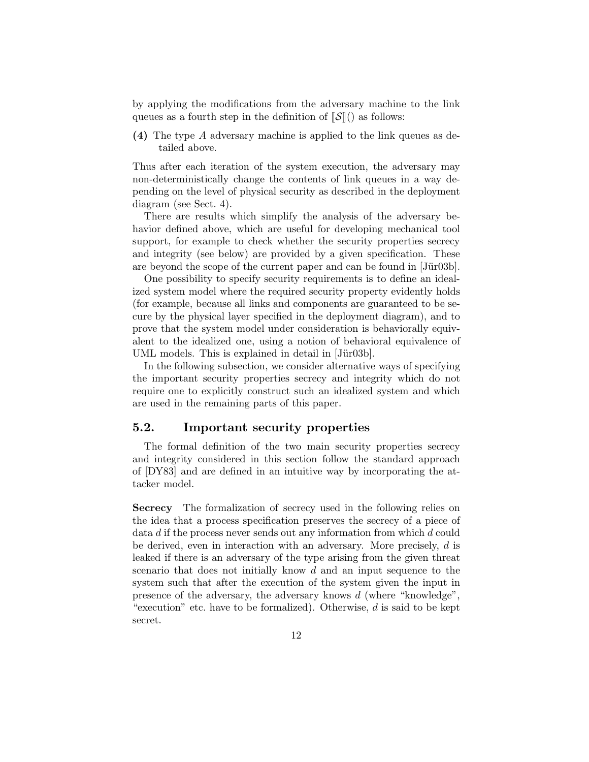by applying the modifications from the adversary machine to the link queues as a fourth step in the definition of $[\![\mathcal{S}]\!]()$ as follows:

**(4)** The type $A$ adversary machine is applied to the link queues as detailed above.

Thus after each iteration of the system execution, the adversary may non-deterministically change the contents of link queues in a way depending on the level of physical security as described in the deployment diagram (see Sect. 4).

There are results which simplify the analysis of the adversary behavior defined above, which are useful for developing mechanical tool support, for example to check whether the security properties secrecy and integrity (see below) are provided by a given specification. These are beyond the scope of the current paper and can be found in [Jür03b].

One possibility to specify security requirements is to define an idealized system model where the required security property evidently holds (for example, because all links and components are guaranteed to be secure by the physical layer specified in the deployment diagram), and to prove that the system model under consideration is behaviorally equivalent to the idealized one, using a notion of behavioral equivalence of UML models. This is explained in detail in [Jür03b].

In the following subsection, we consider alternative ways of specifying the important security properties secrecy and integrity which do not require one to explicitly construct such an idealized system and which are used in the remaining parts of this paper.

## 5.2. Important security properties

The formal definition of the two main security properties secrecy and integrity considered in this section follow the standard approach of [DY83] and are defined in an intuitive way by incorporating the attacker model.

**Secrecy** The formalization of secrecy used in the following relies on the idea that a process specification preserves the secrecy of a piece of data $d$ if the process never sends out any information from which $d$ could be derived, even in interaction with an adversary. More precisely, $d$ is leaked if there is an adversary of the type arising from the given threat scenario that does not initially know $d$ and an input sequence to the system such that after the execution of the system given the input in presence of the adversary, the adversary knows $d$ (where "knowledge", "execution" etc. have to be formalized). Otherwise, $d$ is said to be kept secret.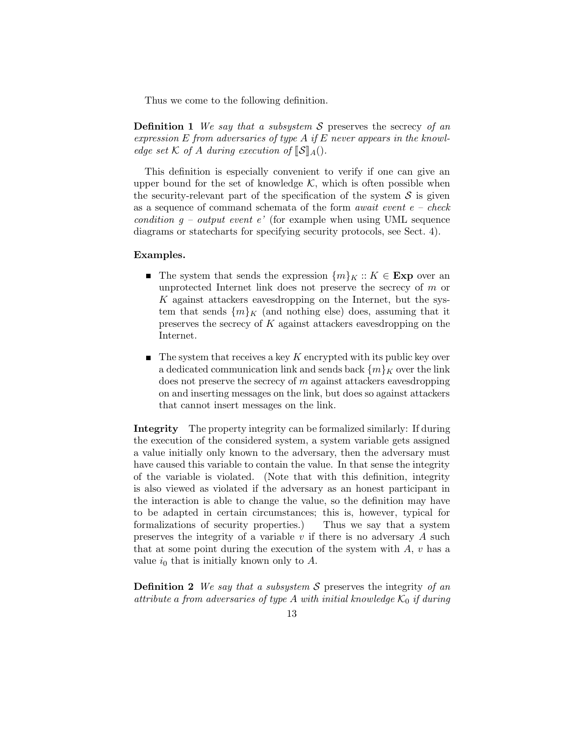Thus we come to the following definition.

**Definition 1** *We say that a subsystem $\mathcal{S}$* preserves the secrecy *of an expression $E$ from adversaries of type $A$ if $E$ never appears in the knowledge set $\mathcal{K}$ of $A$ during execution of $[\![\mathcal{S}]\!]_A()$.*

This definition is especially convenient to verify if one can give an upper bound for the set of knowledge $\mathcal{K}$, which is often possible when the security-relevant part of the specification of the system $\mathcal{S}$ is given as a sequence of command schemata of the form *await event e – check condition g – output event e'* (for example when using UML sequence diagrams or statecharts for specifying security protocols, see Sect. 4).

**Examples.**

- The system that sends the expression $\{m\}_K :: K \in \mathbf{Exp}$ over an unprotected Internet link does not preserve the secrecy of $m$ or $K$ against attackers eavesdropping on the Internet, but the system that sends $\{m\}_K$ (and nothing else) does, assuming that it preserves the secrecy of $K$ against attackers eavesdropping on the Internet.
- The system that receives a key $K$ encrypted with its public key over a dedicated communication link and sends back $\{m\}_K$ over the link does not preserve the secrecy of $m$ against attackers eavesdropping on and inserting messages on the link, but does so against attackers that cannot insert messages on the link.

**Integrity** The property integrity can be formalized similarly: If during the execution of the considered system, a system variable gets assigned a value initially only known to the adversary, then the adversary must have caused this variable to contain the value. In that sense the integrity of the variable is violated. (Note that with this definition, integrity is also viewed as violated if the adversary as an honest participant in the interaction is able to change the value, so the definition may have to be adapted in certain circumstances; this is, however, typical for formalizations of security properties.) Thus we say that a system preserves the integrity of a variable $v$ if there is no adversary $A$ such that at some point during the execution of the system with $A$, $v$ has a value $i_0$ that is initially known only to $A$.

**Definition 2** *We say that a subsystem $\mathcal{S}$* preserves the integrity *of an attribute $a$ from adversaries of type $A$ with initial knowledge $\mathcal{K}_0$ if during*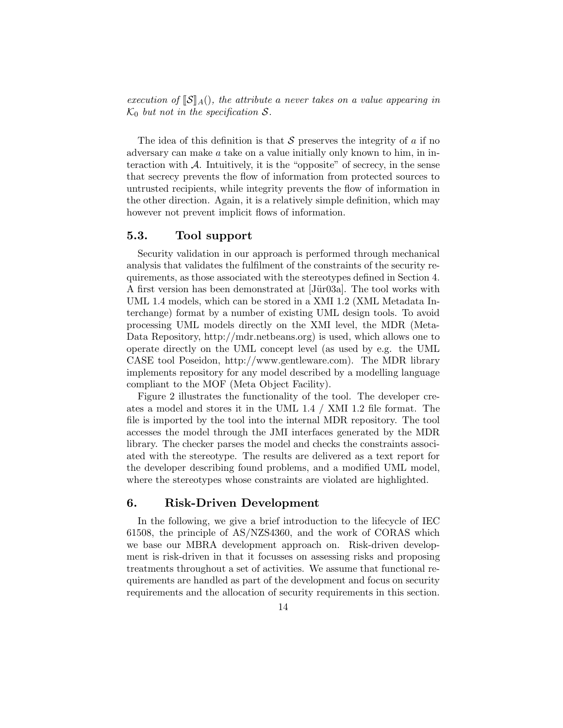*execution of $[\![\mathcal{S}]\!]_A()$, the attribute a never takes on a value appearing in $\mathcal{K}_0$ but not in the specification $\mathcal{S}$.*

The idea of this definition is that $\mathcal{S}$ preserves the integrity of $a$ if no adversary can make $a$ take on a value initially only known to him, in interaction with $\mathcal{A}$. Intuitively, it is the "opposite" of secrecy, in the sense that secrecy prevents the flow of information from protected sources to untrusted recipients, while integrity prevents the flow of information in the other direction. Again, it is a relatively simple definition, which may however not prevent implicit flows of information.

## 5.3. Tool support

Security validation in our approach is performed through mechanical analysis that validates the fulfilment of the constraints of the security requirements, as those associated with the stereotypes defined in Section 4. A first version has been demonstrated at [Jür03a]. The tool works with UML 1.4 models, which can be stored in a XMI 1.2 (XML Metadata Interchange) format by a number of existing UML design tools. To avoid processing UML models directly on the XMI level, the MDR (Meta-Data Repository, http://mdr.netbeans.org) is used, which allows one to operate directly on the UML concept level (as used by e.g. the UML CASE tool Poseidon, http://www.gentleware.com). The MDR library implements repository for any model described by a modelling language compliant to the MOF (Meta Object Facility).

Figure 2 illustrates the functionality of the tool. The developer creates a model and stores it in the UML 1.4 / XMI 1.2 file format. The file is imported by the tool into the internal MDR repository. The tool accesses the model through the JMI interfaces generated by the MDR library. The checker parses the model and checks the constraints associated with the stereotype. The results are delivered as a text report for the developer describing found problems, and a modified UML model, where the stereotypes whose constraints are violated are highlighted.

# 6. Risk-Driven Development

In the following, we give a brief introduction to the lifecycle of IEC 61508, the principle of AS/NZS4360, and the work of CORAS which we base our MBRA development approach on. Risk-driven development is risk-driven in that it focusses on assessing risks and proposing treatments throughout a set of activities. We assume that functional requirements are handled as part of the development and focus on security requirements and the allocation of security requirements in this section.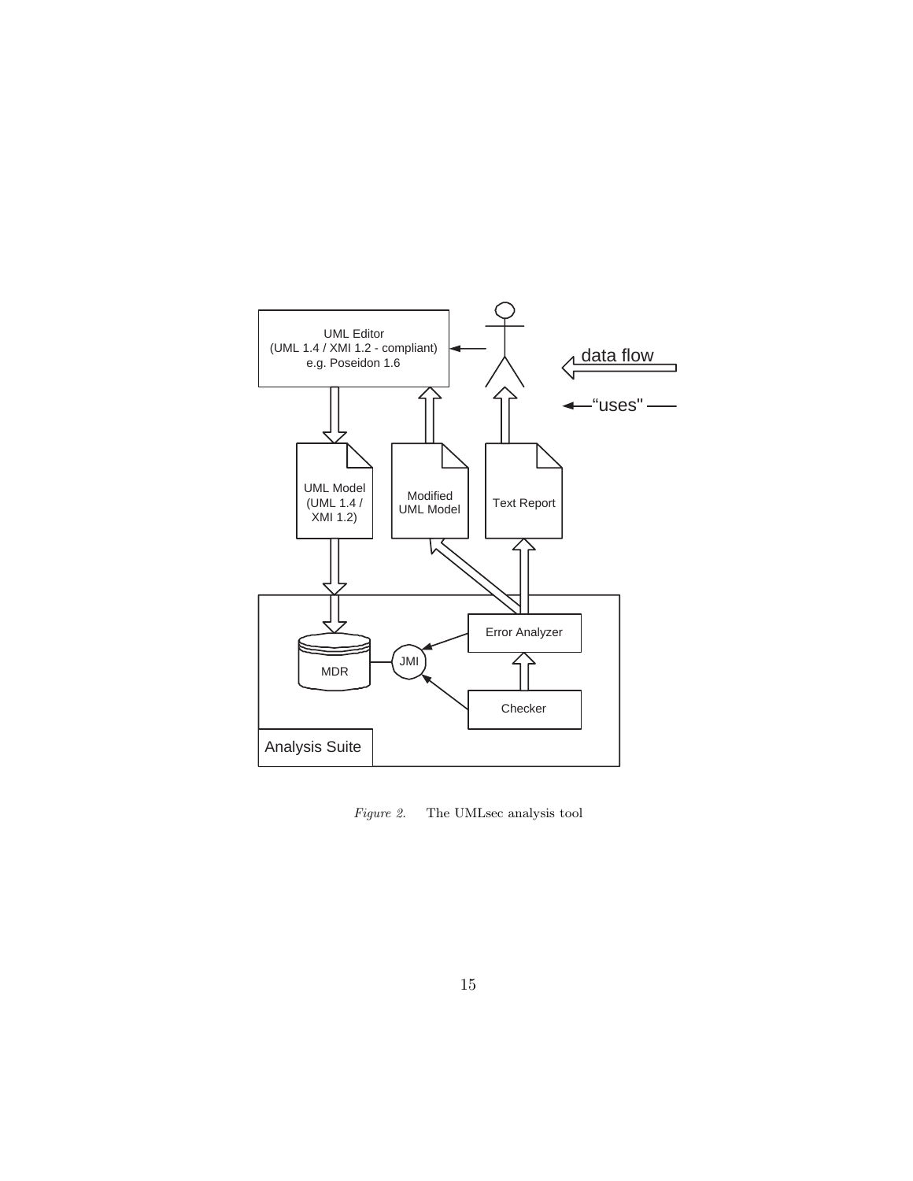*Figure 2.* The UMLsec analysis tool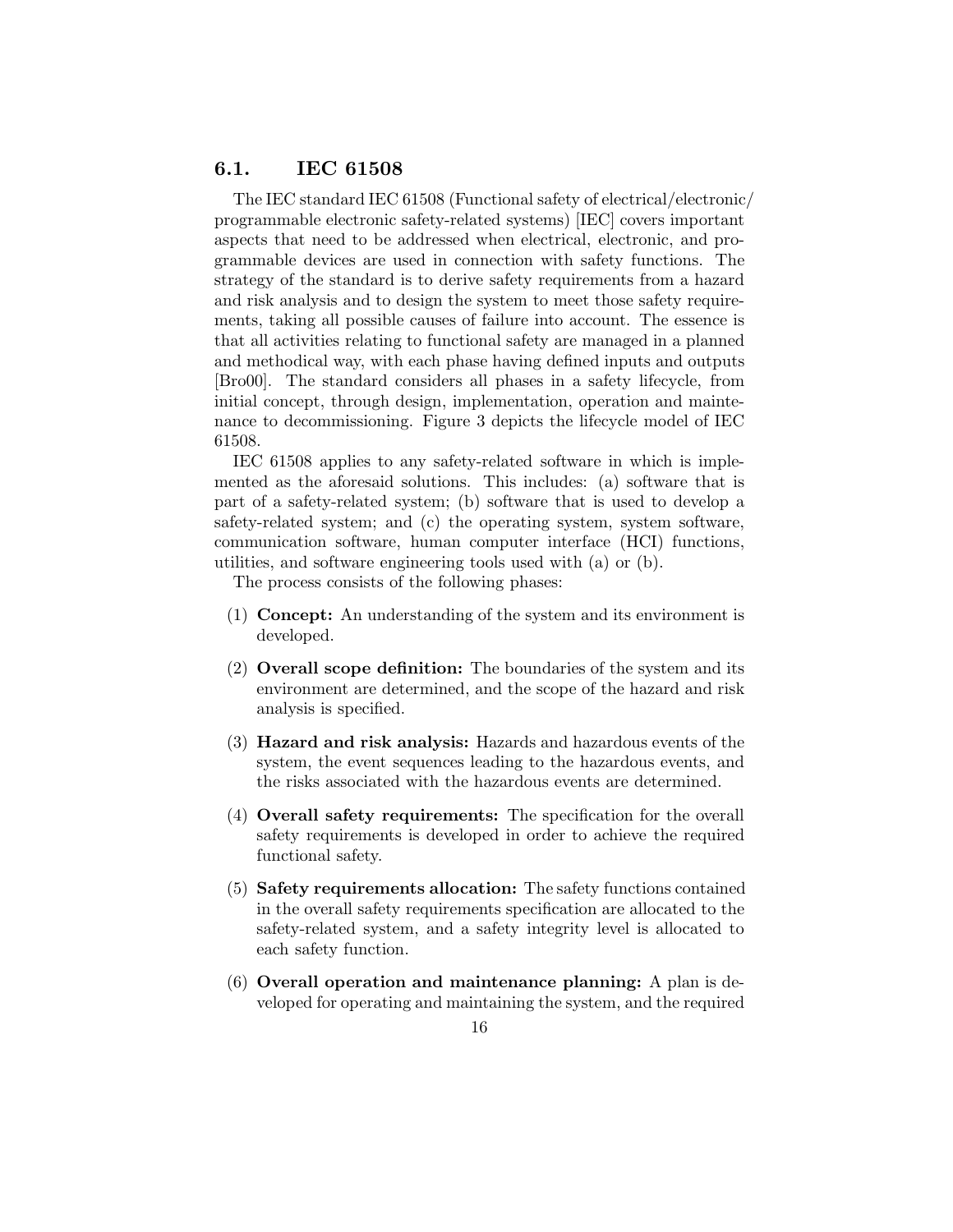## 6.1. IEC 61508

The IEC standard IEC 61508 (Functional safety of electrical/electronic/programmable electronic safety-related systems) [IEC] covers important aspects that need to be addressed when electrical, electronic, and programmable devices are used in connection with safety functions. The strategy of the standard is to derive safety requirements from a hazard and risk analysis and to design the system to meet those safety requirements, taking all possible causes of failure into account. The essence is that all activities relating to functional safety are managed in a planned and methodical way, with each phase having defined inputs and outputs [Bro00]. The standard considers all phases in a safety lifecycle, from initial concept, through design, implementation, operation and maintenance to decommissioning. Figure 3 depicts the lifecycle model of IEC 61508.

IEC 61508 applies to any safety-related software in which is implemented as the aforesaid solutions. This includes: (a) software that is part of a safety-related system; (b) software that is used to develop a safety-related system; and (c) the operating system, system software, communication software, human computer interface (HCI) functions, utilities, and software engineering tools used with (a) or (b).

The process consists of the following phases:

(1) **Concept:** An understanding of the system and its environment is developed.

(2) **Overall scope definition:** The boundaries of the system and its environment are determined, and the scope of the hazard and risk analysis is specified.

(3) **Hazard and risk analysis:** Hazards and hazardous events of the system, the event sequences leading to the hazardous events, and the risks associated with the hazardous events are determined.

(4) **Overall safety requirements:** The specification for the overall safety requirements is developed in order to achieve the required functional safety.

(5) **Safety requirements allocation:** The safety functions contained in the overall safety requirements specification are allocated to the safety-related system, and a safety integrity level is allocated to each safety function.

(6) **Overall operation and maintenance planning:** A plan is developed for operating and maintaining the system, and the required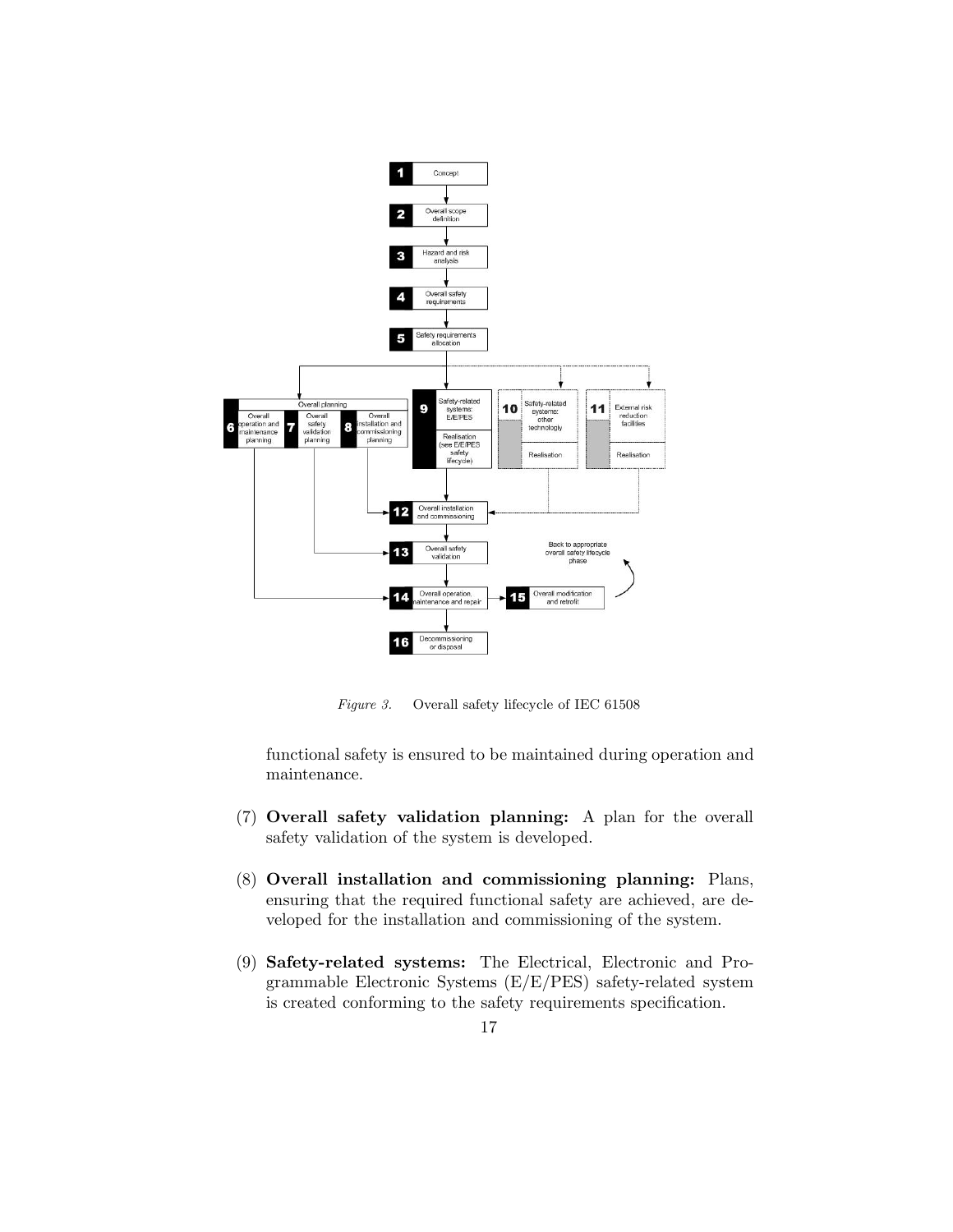*Figure 3.* Overall safety lifecycle of IEC 61508

functional safety is ensured to be maintained during operation and maintenance.

(7) **Overall safety validation planning:** A plan for the overall safety validation of the system is developed.

(8) **Overall installation and commissioning planning:** Plans, ensuring that the required functional safety are achieved, are developed for the installation and commissioning of the system.

(9) **Safety-related systems:** The Electrical, Electronic and Programmable Electronic Systems (E/E/PES) safety-related system is created conforming to the safety requirements specification.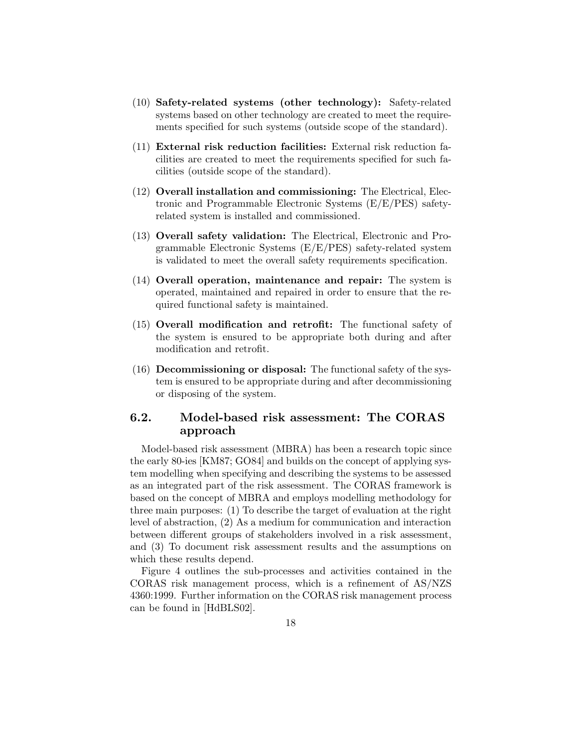(10) **Safety-related systems (other technology):** Safety-related systems based on other technology are created to meet the requirements specified for such systems (outside scope of the standard).

(11) **External risk reduction facilities:** External risk reduction facilities are created to meet the requirements specified for such facilities (outside scope of the standard).

(12) **Overall installation and commissioning:** The Electrical, Electronic and Programmable Electronic Systems (E/E/PES) safety-related system is installed and commissioned.

(13) **Overall safety validation:** The Electrical, Electronic and Programmable Electronic Systems (E/E/PES) safety-related system is validated to meet the overall safety requirements specification.

(14) **Overall operation, maintenance and repair:** The system is operated, maintained and repaired in order to ensure that the required functional safety is maintained.

(15) **Overall modification and retrofit:** The functional safety of the system is ensured to be appropriate both during and after modification and retrofit.

(16) **Decommissioning or disposal:** The functional safety of the system is ensured to be appropriate during and after decommissioning or disposing of the system.

## 6.2. Model-based risk assessment: The CORAS approach

Model-based risk assessment (MBRA) has been a research topic since the early 80-ies [KM87; GO84] and builds on the concept of applying system modelling when specifying and describing the systems to be assessed as an integrated part of the risk assessment. The CORAS framework is based on the concept of MBRA and employs modelling methodology for three main purposes: (1) To describe the target of evaluation at the right level of abstraction, (2) As a medium for communication and interaction between different groups of stakeholders involved in a risk assessment, and (3) To document risk assessment results and the assumptions on which these results depend.

Figure 4 outlines the sub-processes and activities contained in the CORAS risk management process, which is a refinement of AS/NZS 4360:1999. Further information on the CORAS risk management process can be found in [HdBLS02].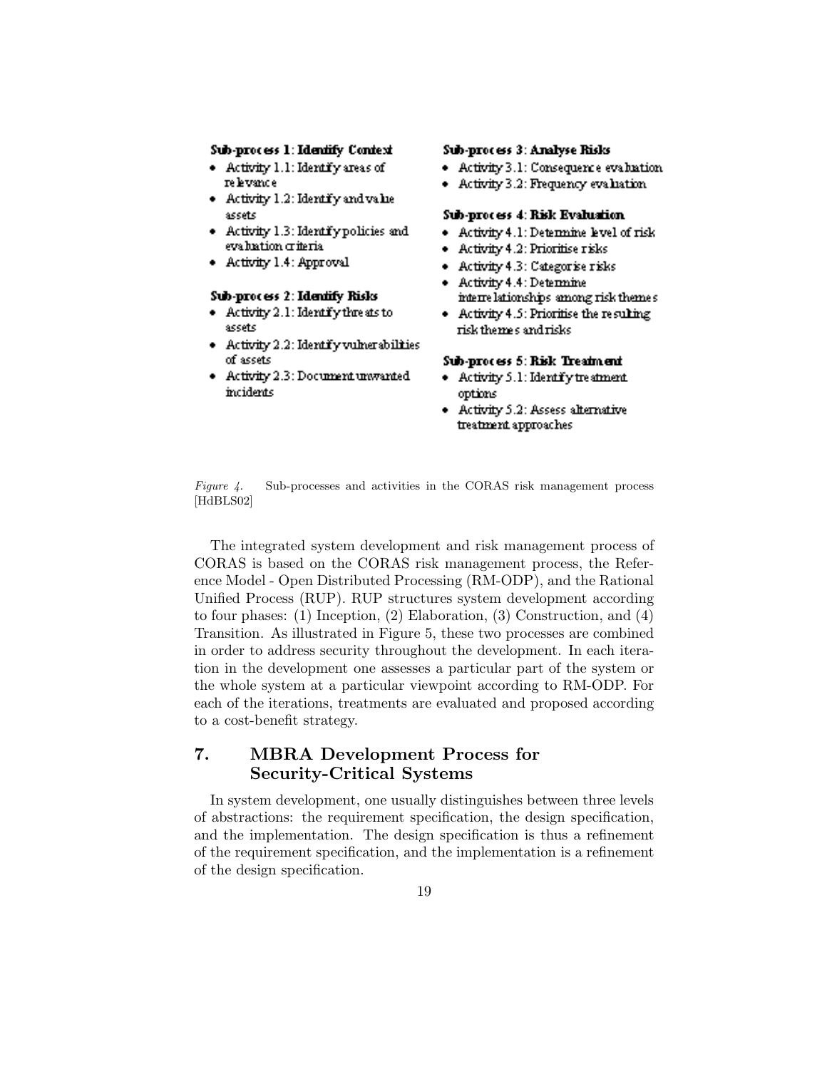**Sub-process 1: Identify Context**

- Activity 1.1: Identify areas of relevance
- Activity 1.2: Identify and value assets
- Activity 1.3: Identify policies and evaluation criteria
- Activity 1.4: Approval

**Sub-process 2: Identify Risks**

- Activity 2.1: Identify threats to assets
- Activity 2.2: Identify vulnerabilities of assets
- Activity 2.3: Document unwanted incidents

**Sub-process 3: Analyse Risks**

- Activity 3.1: Consequence evaluation
- Activity 3.2: Frequency evaluation

**Sub-process 4: Risk Evaluation**

- Activity 4.1: Determine level of risk
- Activity 4.2: Prioritise risks
- Activity 4.3: Categorise risks
- Activity 4.4: Determine interrelationships among risk themes
- Activity 4.5: Prioritise the resulting risk themes and risks

**Sub-process 5: Risk Treatment**

- Activity 5.1: Identify treatment options
- Activity 5.2: Assess alternative treatment approaches

*Figure 4.* Sub-processes and activities in the CORAS risk management process [HdBLS02]

The integrated system development and risk management process of CORAS is based on the CORAS risk management process, the Reference Model - Open Distributed Processing (RM-ODP), and the Rational Unified Process (RUP). RUP structures system development according to four phases: (1) Inception, (2) Elaboration, (3) Construction, and (4) Transition. As illustrated in Figure 5, these two processes are combined in order to address security throughout the development. In each iteration in the development one assesses a particular part of the system or the whole system at a particular viewpoint according to RM-ODP. For each of the iterations, treatments are evaluated and proposed according to a cost-benefit strategy.

## 7. MBRA Development Process for Security-Critical Systems

In system development, one usually distinguishes between three levels of abstractions: the requirement specification, the design specification, and the implementation. The design specification is thus a refinement of the requirement specification, and the implementation is a refinement of the design specification.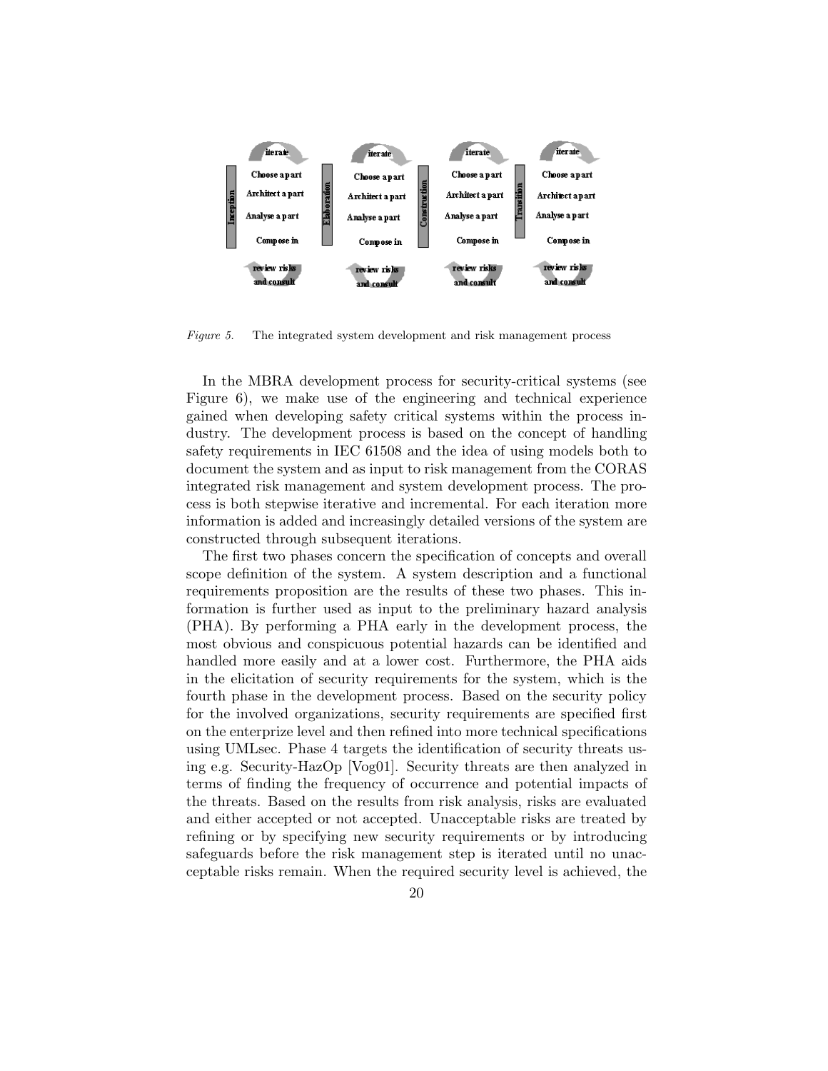*Figure 5.* The integrated system development and risk management process

In the MBRA development process for security-critical systems (see Figure 6), we make use of the engineering and technical experience gained when developing safety critical systems within the process industry. The development process is based on the concept of handling safety requirements in IEC 61508 and the idea of using models both to document the system and as input to risk management from the CORAS integrated risk management and system development process. The process is both stepwise iterative and incremental. For each iteration more information is added and increasingly detailed versions of the system are constructed through subsequent iterations.

The first two phases concern the specification of concepts and overall scope definition of the system. A system description and a functional requirements proposition are the results of these two phases. This information is further used as input to the preliminary hazard analysis (PHA). By performing a PHA early in the development process, the most obvious and conspicuous potential hazards can be identified and handled more easily and at a lower cost. Furthermore, the PHA aids in the elicitation of security requirements for the system, which is the fourth phase in the development process. Based on the security policy for the involved organizations, security requirements are specified first on the enterprize level and then refined into more technical specifications using UMLsec. Phase 4 targets the identification of security threats using e.g. Security-HazOp [Vog01]. Security threats are then analyzed in terms of finding the frequency of occurrence and potential impacts of the threats. Based on the results from risk analysis, risks are evaluated and either accepted or not accepted. Unacceptable risks are treated by refining or by specifying new security requirements or by introducing safeguards before the risk management step is iterated until no unacceptable risks remain. When the required security level is achieved, the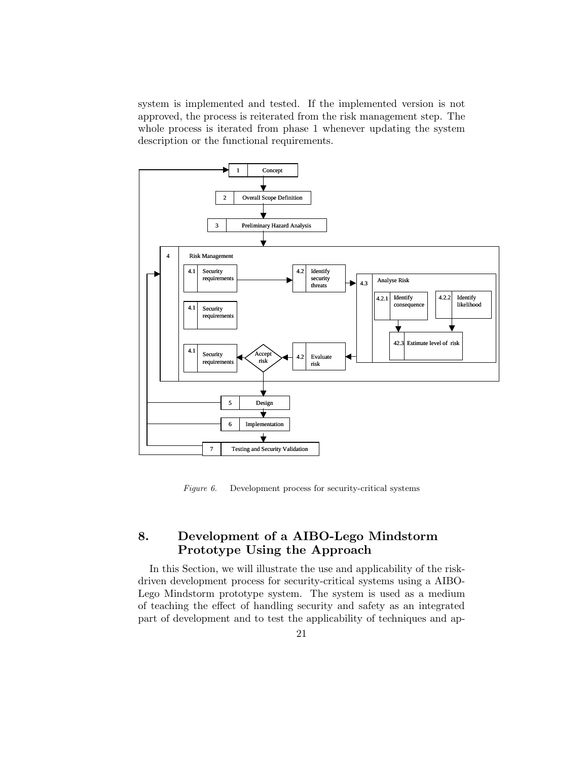system is implemented and tested. If the implemented version is not approved, the process is reiterated from the risk management step. The whole process is iterated from phase 1 whenever updating the system description or the functional requirements.

*Figure 6.* Development process for security-critical systems

## 8. Development of a AIBO-Lego Mindstorm Prototype Using the Approach

In this Section, we will illustrate the use and applicability of the risk-driven development process for security-critical systems using a AIBO-Lego Mindstorm prototype system. The system is used as a medium of teaching the effect of handling security and safety as an integrated part of development and to test the applicability of techniques and ap-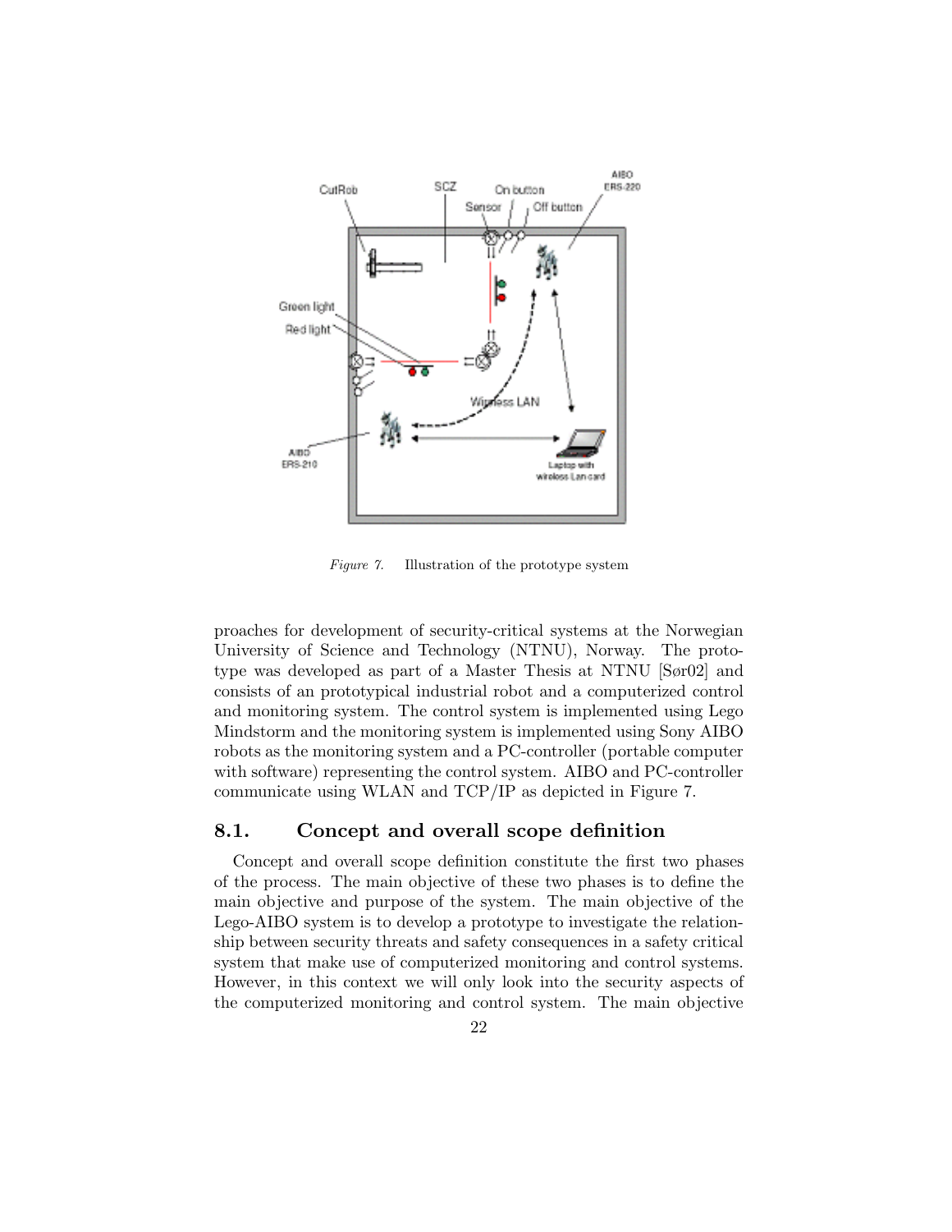*Figure 7.* Illustration of the prototype system

proaches for development of security-critical systems at the Norwegian University of Science and Technology (NTNU), Norway. The prototype was developed as part of a Master Thesis at NTNU [Sør02] and consists of an prototypical industrial robot and a computerized control and monitoring system. The control system is implemented using Lego Mindstorm and the monitoring system is implemented using Sony AIBO robots as the monitoring system and a PC-controller (portable computer with software) representing the control system. AIBO and PC-controller communicate using WLAN and TCP/IP as depicted in Figure 7.

## 8.1. Concept and overall scope definition

Concept and overall scope definition constitute the first two phases of the process. The main objective of these two phases is to define the main objective and purpose of the system. The main objective of the Lego-AIBO system is to develop a prototype to investigate the relationship between security threats and safety consequences in a safety critical system that make use of computerized monitoring and control systems. However, in this context we will only look into the security aspects of the computerized monitoring and control system. The main objective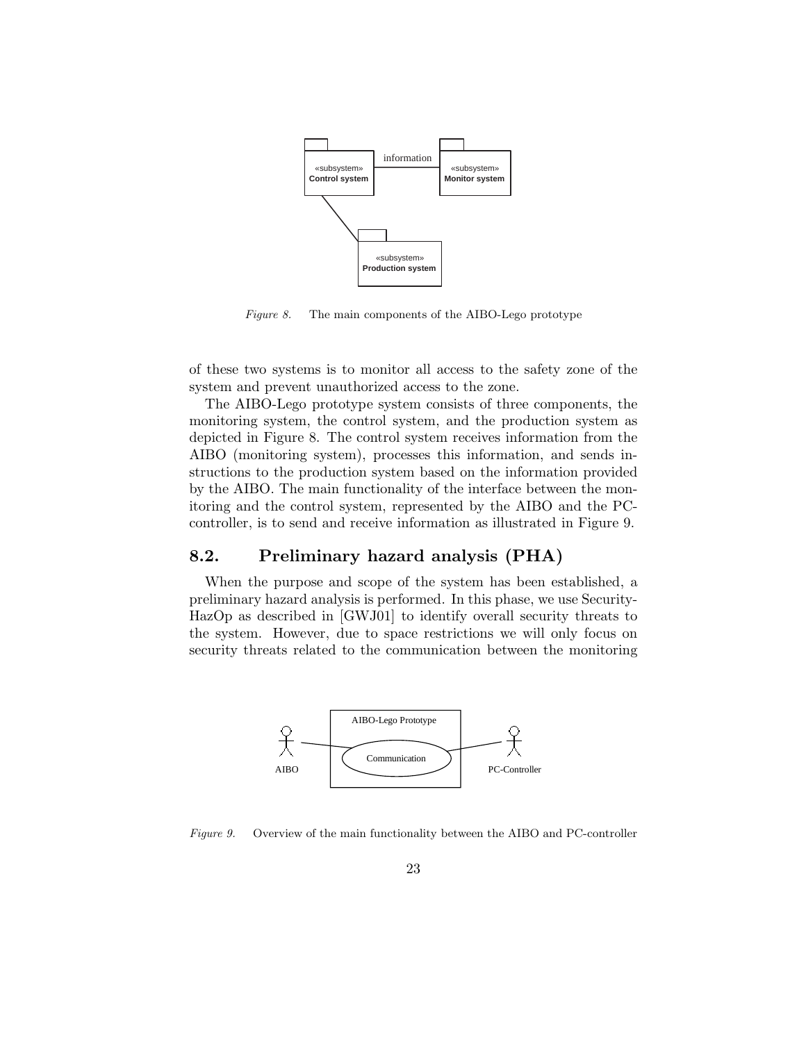Figure 8. The main components of the AIBO-Lego prototype

of these two systems is to monitor all access to the safety zone of the system and prevent unauthorized access to the zone.

The AIBO-Lego prototype system consists of three components, the monitoring system, the control system, and the production system as depicted in Figure 8. The control system receives information from the AIBO (monitoring system), processes this information, and sends instructions to the production system based on the information provided by the AIBO. The main functionality of the interface between the monitoring and the control system, represented by the AIBO and the PC-controller, is to send and receive information as illustrated in Figure 9.

## 8.2. Preliminary hazard analysis (PHA)

When the purpose and scope of the system has been established, a preliminary hazard analysis is performed. In this phase, we use Security-HazOp as described in [GWJ01] to identify overall security threats to the system. However, due to space restrictions we will only focus on security threats related to the communication between the monitoring

Figure 9. Overview of the main functionality between the AIBO and PC-controller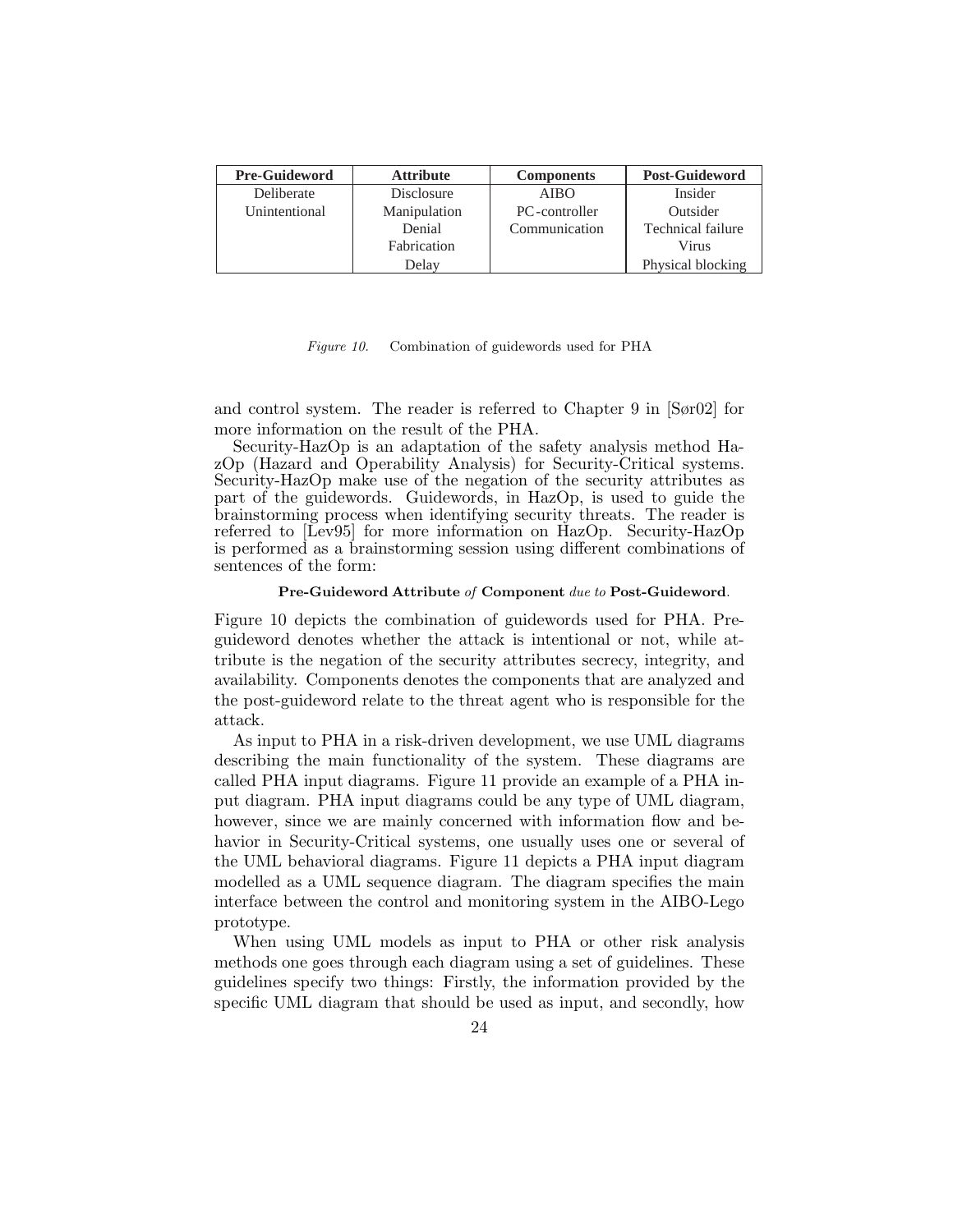| **Pre-Guideword** | **Attribute** | **Components** | **Post-Guideword** |
|---|---|---|---|
| Deliberate | Disclosure | AIBO | Insider |
| Unintentional | Manipulation | PC-controller | Outsider |
| | Denial | Communication | Technical failure |
| | Fabrication | | Virus |
| | Delay | | Physical blocking |

*Figure 10.* Combination of guidewords used for PHA

and control system. The reader is referred to Chapter 9 in [Sør02] for more information on the result of the PHA.

Security-HazOp is an adaptation of the safety analysis method HazOp (Hazard and Operability Analysis) for Security-Critical systems. Security-HazOp make use of the negation of the security attributes as part of the guidewords. Guidewords, in HazOp, is used to guide the brainstorming process when identifying security threats. The reader is referred to [Lev95] for more information on HazOp. Security-HazOp is performed as a brainstorming session using different combinations of sentences of the form:

**Pre-Guideword Attribute** *of* **Component** *due to* **Post-Guideword**.

Figure 10 depicts the combination of guidewords used for PHA. Pre-guideword denotes whether the attack is intentional or not, while attribute is the negation of the security attributes secrecy, integrity, and availability. Components denotes the components that are analyzed and the post-guideword relate to the threat agent who is responsible for the attack.

As input to PHA in a risk-driven development, we use UML diagrams describing the main functionality of the system. These diagrams are called PHA input diagrams. Figure 11 provide an example of a PHA input diagram. PHA input diagrams could be any type of UML diagram, however, since we are mainly concerned with information flow and behavior in Security-Critical systems, one usually uses one or several of the UML behavioral diagrams. Figure 11 depicts a PHA input diagram modelled as a UML sequence diagram. The diagram specifies the main interface between the control and monitoring system in the AIBO-Lego prototype.

When using UML models as input to PHA or other risk analysis methods one goes through each diagram using a set of guidelines. These guidelines specify two things: Firstly, the information provided by the specific UML diagram that should be used as input, and secondly, how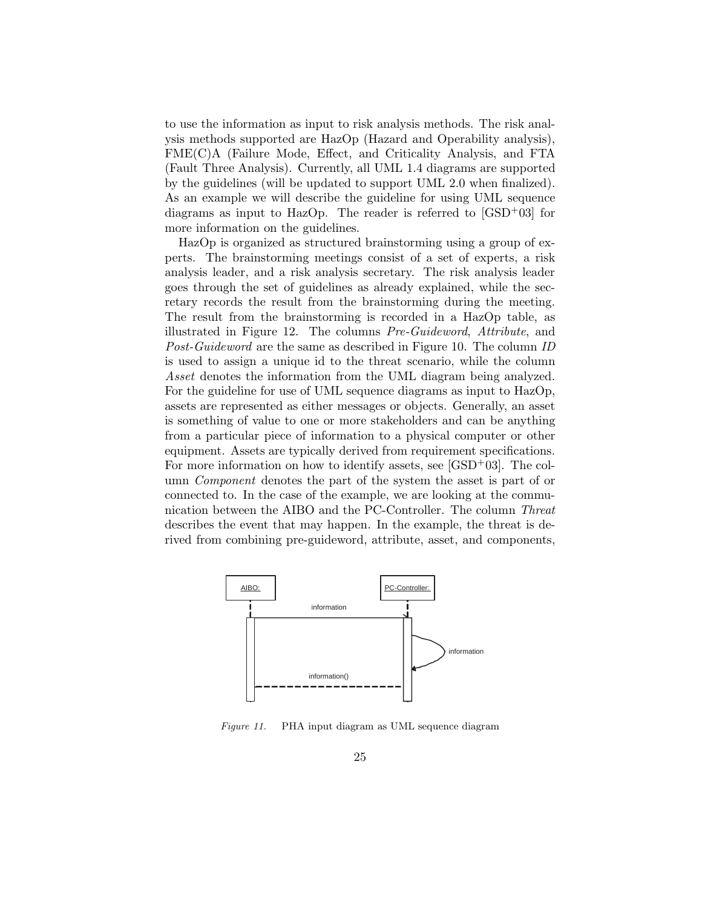to use the information as input to risk analysis methods. The risk analysis methods supported are HazOp (Hazard and Operability analysis), FME(C)A (Failure Mode, Effect, and Criticality Analysis, and FTA (Fault Three Analysis). Currently, all UML 1.4 diagrams are supported by the guidelines (will be updated to support UML 2.0 when finalized). As an example we will describe the guideline for using UML sequence diagrams as input to HazOp. The reader is referred to [GSD+03] for more information on the guidelines.

HazOp is organized as structured brainstorming using a group of experts. The brainstorming meetings consist of a set of experts, a risk analysis leader, and a risk analysis secretary. The risk analysis leader goes through the set of guidelines as already explained, while the secretary records the result from the brainstorming during the meeting. The result from the brainstorming is recorded in a HazOp table, as illustrated in Figure 12. The columns *Pre-Guideword*, *Attribute*, and *Post-Guideword* are the same as described in Figure 10. The column *ID* is used to assign a unique id to the threat scenario, while the column *Asset* denotes the information from the UML diagram being analyzed. For the guideline for use of UML sequence diagrams as input to HazOp, assets are represented as either messages or objects. Generally, an asset is something of value to one or more stakeholders and can be anything from a particular piece of information to a physical computer or other equipment. Assets are typically derived from requirement specifications. For more information on how to identify assets, see [GSD+03]. The column *Component* denotes the part of the system the asset is part of or connected to. In the case of the example, we are looking at the communication between the AIBO and the PC-Controller. The column *Threat* describes the event that may happen. In the example, the threat is derived from combining pre-guideword, attribute, asset, and components,

*Figure 11.* PHA input diagram as UML sequence diagram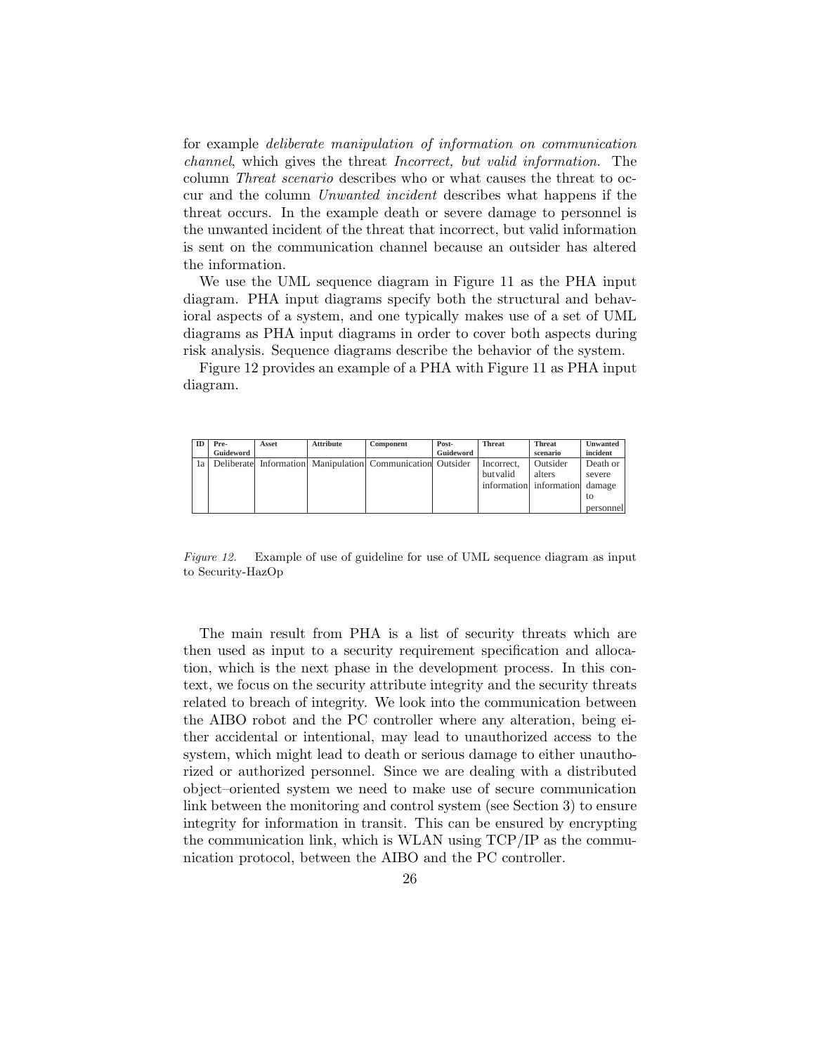for example *deliberate manipulation of information on communication channel*, which gives the threat *Incorrect, but valid information*. The column *Threat scenario* describes who or what causes the threat to occur and the column *Unwanted incident* describes what happens if the threat occurs. In the example death or severe damage to personnel is the unwanted incident of the threat that incorrect, but valid information is sent on the communication channel because an outsider has altered the information.

We use the UML sequence diagram in Figure 11 as the PHA input diagram. PHA input diagrams specify both the structural and behavioral aspects of a system, and one typically makes use of a set of UML diagrams as PHA input diagrams in order to cover both aspects during risk analysis. Sequence diagrams describe the behavior of the system.

Figure 12 provides an example of a PHA with Figure 11 as PHA input diagram.

| ID | Pre-Guideword | Asset | Attribute | Component | Post-Guideword | Threat | Threat scenario | Unwanted incident |
|---|---|---|---|---|---|---|---|---|
| 1a | Deliberate | Information | Manipulation | Communication | Outsider | Incorrect, butvalid information | Outsider alters information | Death or severe damage to personnel |

*Figure 12.* Example of use of guideline for use of UML sequence diagram as input to Security-HazOp

The main result from PHA is a list of security threats which are then used as input to a security requirement specification and allocation, which is the next phase in the development process. In this context, we focus on the security attribute integrity and the security threats related to breach of integrity. We look into the communication between the AIBO robot and the PC controller where any alteration, being either accidental or intentional, may lead to unauthorized access to the system, which might lead to death or serious damage to either unauthorized or authorized personnel. Since we are dealing with a distributed object–oriented system we need to make use of secure communication link between the monitoring and control system (see Section 3) to ensure integrity for information in transit. This can be ensured by encrypting the communication link, which is WLAN using TCP/IP as the communication protocol, between the AIBO and the PC controller.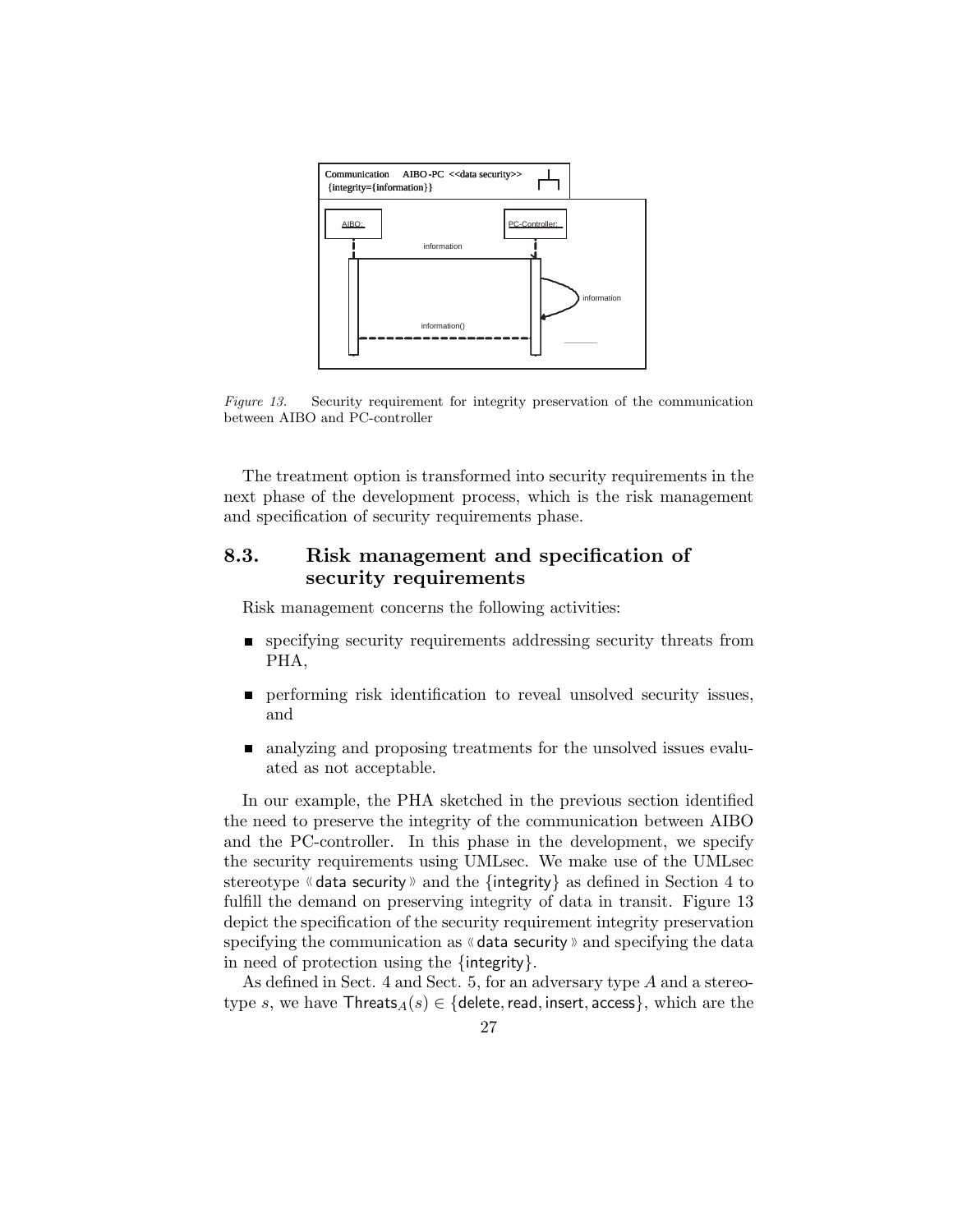*Figure 13.* Security requirement for integrity preservation of the communication between AIBO and PC-controller

The treatment option is transformed into security requirements in the next phase of the development process, which is the risk management and specification of security requirements phase.

## 8.3. Risk management and specification of security requirements

Risk management concerns the following activities:

- specifying security requirements addressing security threats from PHA,
- performing risk identification to reveal unsolved security issues, and
- analyzing and proposing treatments for the unsolved issues evaluated as not acceptable.

In our example, the PHA sketched in the previous section identified the need to preserve the integrity of the communication between AIBO and the PC-controller. In this phase in the development, we specify the security requirements using UMLsec. We make use of the UMLsec stereotype «data security» and the {integrity} as defined in Section 4 to fulfill the demand on preserving integrity of data in transit. Figure 13 depict the specification of the security requirement integrity preservation specifying the communication as «data security» and specifying the data in need of protection using the {integrity}.

As defined in Sect. 4 and Sect. 5, for an adversary type $A$ and a stereotype $s$, we have $\mathsf{Threats}_A(s) \in \{\mathsf{delete}, \mathsf{read}, \mathsf{insert}, \mathsf{access}\}$, which are the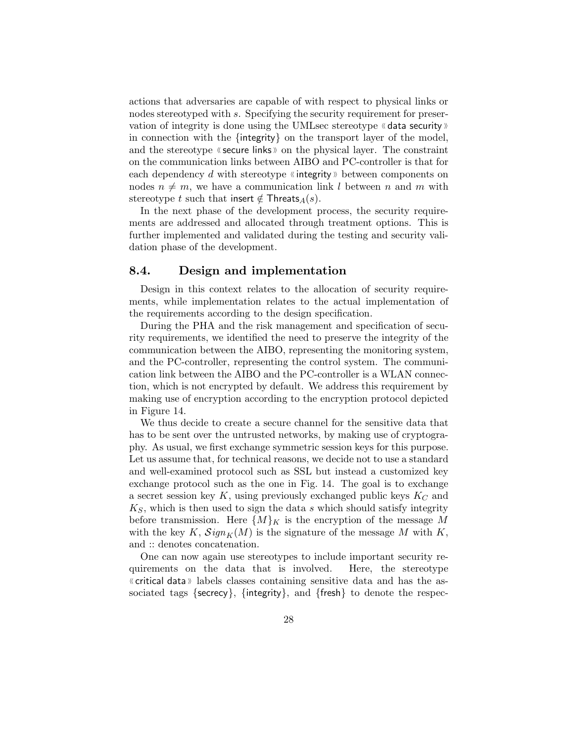actions that adversaries are capable of with respect to physical links or nodes stereotyped with $s$. Specifying the security requirement for preservation of integrity is done using the UMLsec stereotype «data security» in connection with the {integrity} on the transport layer of the model, and the stereotype «secure links» on the physical layer. The constraint on the communication links between AIBO and PC-controller is that for each dependency $d$ with stereotype «integrity» between components on nodes $n \neq m$, we have a communication link $l$ between $n$ and $m$ with stereotype $t$ such that $\mathsf{insert} \notin \mathsf{Threats}_A(s)$.

In the next phase of the development process, the security requirements are addressed and allocated through treatment options. This is further implemented and validated during the testing and security validation phase of the development.

## 8.4. Design and implementation

Design in this context relates to the allocation of security requirements, while implementation relates to the actual implementation of the requirements according to the design specification.

During the PHA and the risk management and specification of security requirements, we identified the need to preserve the integrity of the communication between the AIBO, representing the monitoring system, and the PC-controller, representing the control system. The communication link between the AIBO and the PC-controller is a WLAN connection, which is not encrypted by default. We address this requirement by making use of encryption according to the encryption protocol depicted in Figure 14.

We thus decide to create a secure channel for the sensitive data that has to be sent over the untrusted networks, by making use of cryptography. As usual, we first exchange symmetric session keys for this purpose. Let us assume that, for technical reasons, we decide not to use a standard and well-examined protocol such as SSL but instead a customized key exchange protocol such as the one in Fig. 14. The goal is to exchange a secret session key $K$, using previously exchanged public keys $K_C$ and $K_S$, which is then used to sign the data $s$ which should satisfy integrity before transmission. Here $\{M\}_K$ is the encryption of the message $M$ with the key $K$, $\mathcal{S}ign_K(M)$ is the signature of the message $M$ with $K$, and :: denotes concatenation.

One can now again use stereotypes to include important security requirements on the data that is involved. Here, the stereotype «critical data» labels classes containing sensitive data and has the associated tags {secrecy}, {integrity}, and {fresh} to denote the respec-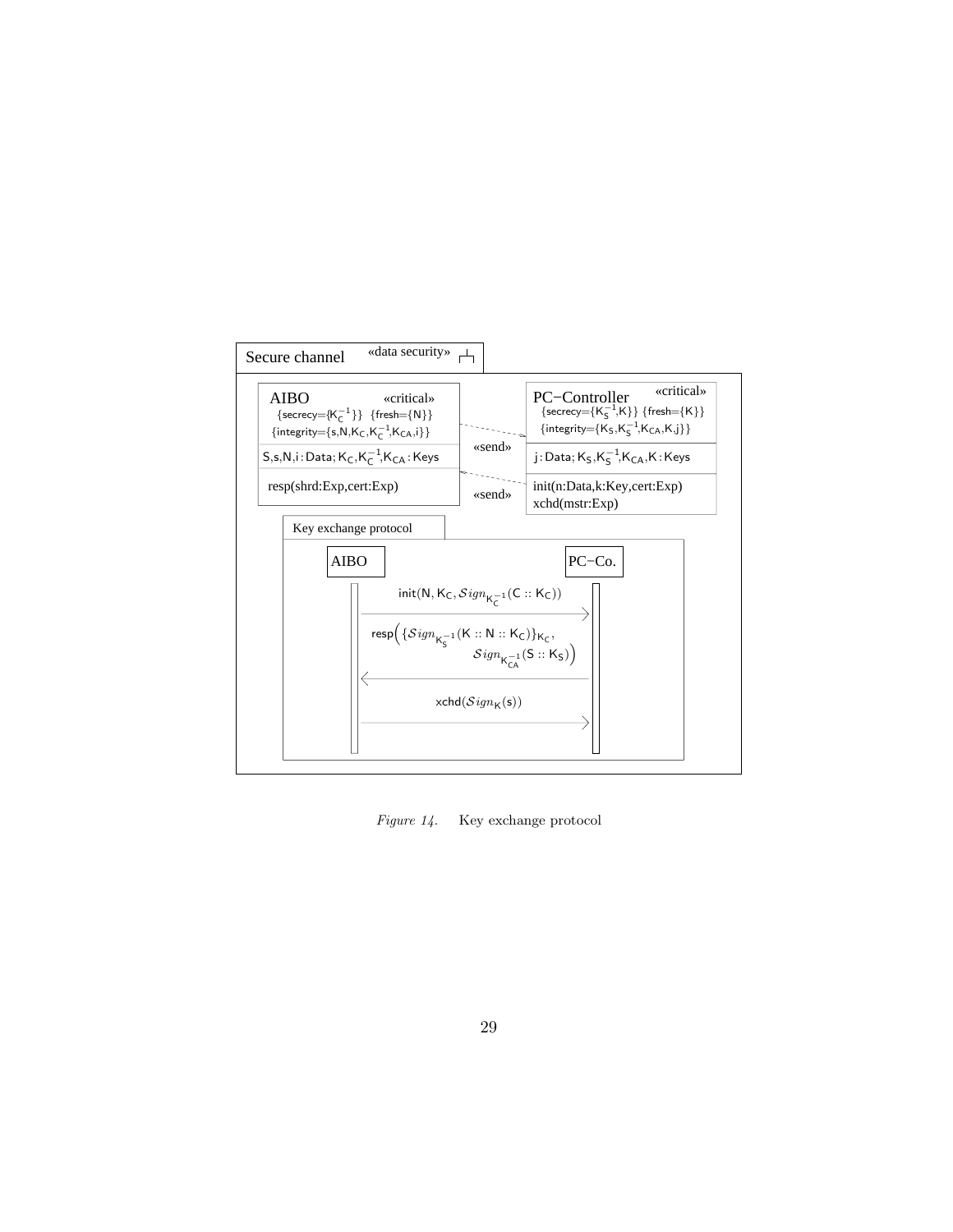Secure channel «data security»

**AIBO** «critical»
{secrecy={$K_C^{-1}$}} {fresh={N}}
{integrity={s,N,$K_C$,$K_C^{-1}$,$K_{CA}$,i}}

S,s,N,i : Data; $K_C$,$K_C^{-1}$,$K_{CA}$ : Keys

resp(shrd:Exp,cert:Exp)

«send»

«send»

**PC−Controller** «critical»
{secrecy={$K_S^{-1}$,K}} {fresh={K}}
{integrity={$K_S$,$K_S^{-1}$,$K_{CA}$,K,j}}

j : Data; $K_S$,$K_S^{-1}$,$K_{CA}$,K : Keys

init(n:Data,k:Key,cert:Exp)
xchd(mstr:Exp)

Key exchange protocol

AIBO → PC−Co.: $\mathsf{init}(\mathsf{N}, \mathsf{K_C}, \mathcal{S}ign_{\mathsf{K_C^{-1}}}(\mathsf{C} :: \mathsf{K_C}))$

PC−Co. → AIBO: $\mathsf{resp}\Big(\{\mathcal{S}ign_{\mathsf{K_S^{-1}}}(\mathsf{K} :: \mathsf{N} :: \mathsf{K_C})\}_{\mathsf{K_C}}, \mathcal{S}ign_{\mathsf{K_{CA}^{-1}}}(\mathsf{S} :: \mathsf{K_S})\Big)$

AIBO → PC−Co.: $\mathsf{xchd}(\mathcal{S}ign_{\mathsf{K}}(\mathsf{s}))$

*Figure 14.* Key exchange protocol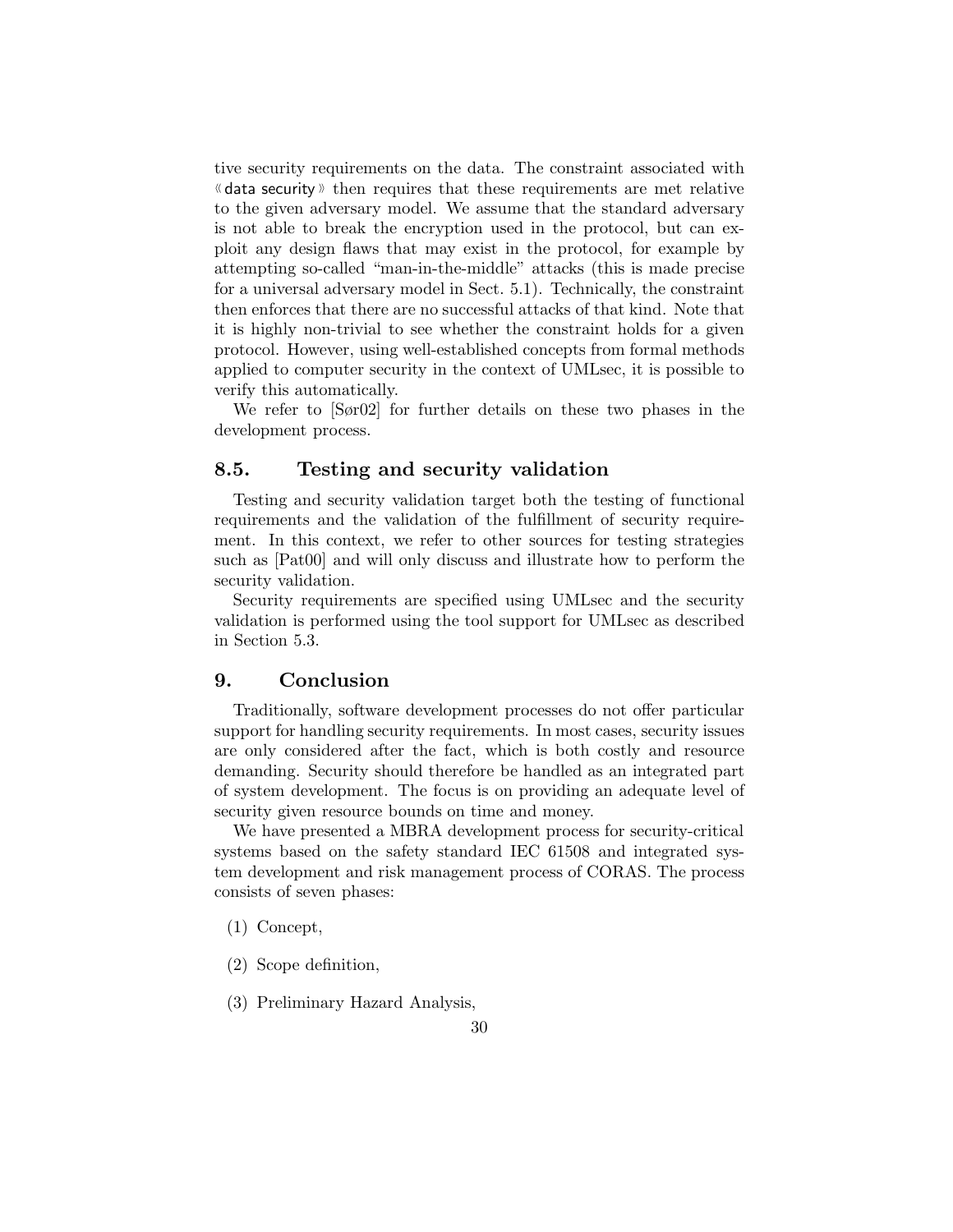tive security requirements on the data. The constraint associated with «data security» then requires that these requirements are met relative to the given adversary model. We assume that the standard adversary is not able to break the encryption used in the protocol, but can exploit any design flaws that may exist in the protocol, for example by attempting so-called "man-in-the-middle" attacks (this is made precise for a universal adversary model in Sect. 5.1). Technically, the constraint then enforces that there are no successful attacks of that kind. Note that it is highly non-trivial to see whether the constraint holds for a given protocol. However, using well-established concepts from formal methods applied to computer security in the context of UMLsec, it is possible to verify this automatically.

We refer to [Sør02] for further details on these two phases in the development process.

## 8.5. Testing and security validation

Testing and security validation target both the testing of functional requirements and the validation of the fulfillment of security requirement. In this context, we refer to other sources for testing strategies such as [Pat00] and will only discuss and illustrate how to perform the security validation.

Security requirements are specified using UMLsec and the security validation is performed using the tool support for UMLsec as described in Section 5.3.

# 9. Conclusion

Traditionally, software development processes do not offer particular support for handling security requirements. In most cases, security issues are only considered after the fact, which is both costly and resource demanding. Security should therefore be handled as an integrated part of system development. The focus is on providing an adequate level of security given resource bounds on time and money.

We have presented a MBRA development process for security-critical systems based on the safety standard IEC 61508 and integrated system development and risk management process of CORAS. The process consists of seven phases:

(1) Concept,

(2) Scope definition,

(3) Preliminary Hazard Analysis,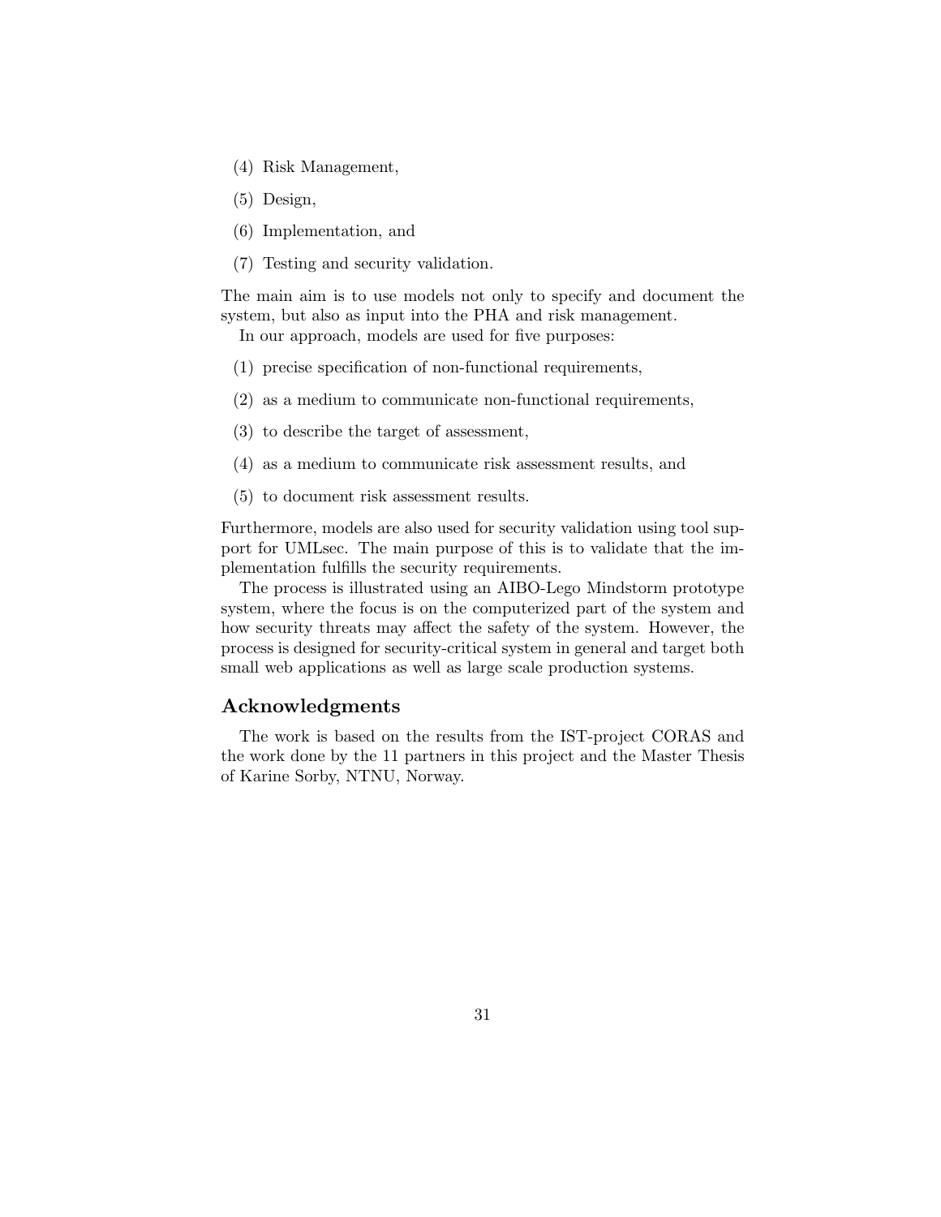(4) Risk Management,

(5) Design,

(6) Implementation, and

(7) Testing and security validation.

The main aim is to use models not only to specify and document the system, but also as input into the PHA and risk management.

In our approach, models are used for five purposes:

(1) precise specification of non-functional requirements,

(2) as a medium to communicate non-functional requirements,

(3) to describe the target of assessment,

(4) as a medium to communicate risk assessment results, and

(5) to document risk assessment results.

Furthermore, models are also used for security validation using tool support for UMLsec. The main purpose of this is to validate that the implementation fulfills the security requirements.

The process is illustrated using an AIBO-Lego Mindstorm prototype system, where the focus is on the computerized part of the system and how security threats may affect the safety of the system. However, the process is designed for security-critical system in general and target both small web applications as well as large scale production systems.

## Acknowledgments

The work is based on the results from the IST-project CORAS and the work done by the 11 partners in this project and the Master Thesis of Karine Sorby, NTNU, Norway.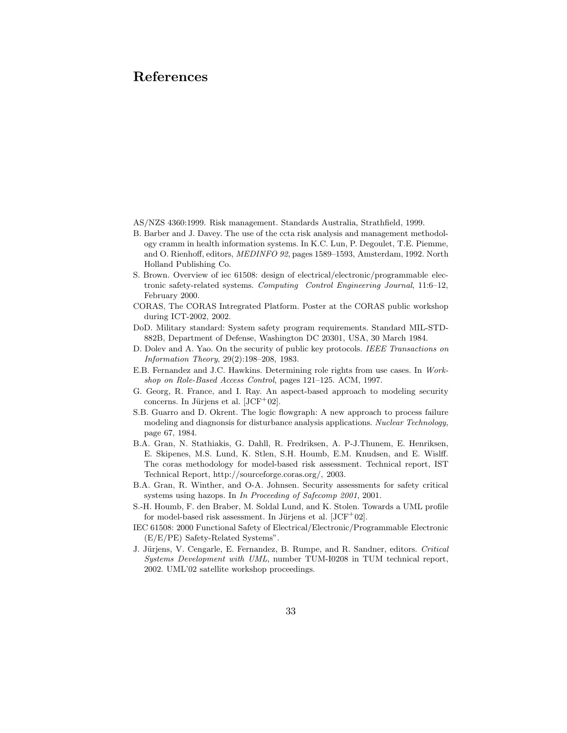# References

AS/NZS 4360:1999. Risk management. Standards Australia, Strathfield, 1999.

B. Barber and J. Davey. The use of the ccta risk analysis and management methodology cramm in health information systems. In K.C. Lun, P. Degoulet, T.E. Piemme, and O. Rienhoff, editors, *MEDINFO 92*, pages 1589–1593, Amsterdam, 1992. North Holland Publishing Co.

S. Brown. Overview of iec 61508: design of electrical/electronic/programmable electronic safety-related systems. *Computing Control Engineering Journal*, 11:6–12, February 2000.

CORAS, The CORAS Intregrated Platform. Poster at the CORAS public workshop during ICT-2002, 2002.

DoD. Military standard: System safety program requirements. Standard MIL-STD-882B, Department of Defense, Washington DC 20301, USA, 30 March 1984.

D. Dolev and A. Yao. On the security of public key protocols. *IEEE Transactions on Information Theory*, 29(2):198–208, 1983.

E.B. Fernandez and J.C. Hawkins. Determining role rights from use cases. In *Workshop on Role-Based Access Control*, pages 121–125. ACM, 1997.

G. Georg, R. France, and I. Ray. An aspect-based approach to modeling security concerns. In Jürjens et al. [JCF+02].

S.B. Guarro and D. Okrent. The logic flowgraph: A new approach to process failure modeling and diagnonsis for disturbance analysis applications. *Nuclear Technology*, page 67, 1984.

B.A. Gran, N. Stathiakis, G. Dahll, R. Fredriksen, A. P-J.Thunem, E. Henriksen, E. Skipenes, M.S. Lund, K. Stlen, S.H. Houmb, E.M. Knudsen, and E. Wislff. The coras methodology for model-based risk assessment. Technical report, IST Technical Report, http://sourceforge.coras.org/, 2003.

B.A. Gran, R. Winther, and O-A. Johnsen. Security assessments for safety critical systems using hazops. In *In Proceeding of Safecomp 2001*, 2001.

S.-H. Houmb, F. den Braber, M. Soldal Lund, and K. Stolen. Towards a UML profile for model-based risk assessment. In Jürjens et al. [JCF+02].

IEC 61508: 2000 Functional Safety of Electrical/Electronic/Programmable Electronic (E/E/PE) Safety-Related Systems".

J. Jürjens, V. Cengarle, E. Fernandez, B. Rumpe, and R. Sandner, editors. *Critical Systems Development with UML*, number TUM-I0208 in TUM technical report, 2002. UML'02 satellite workshop proceedings.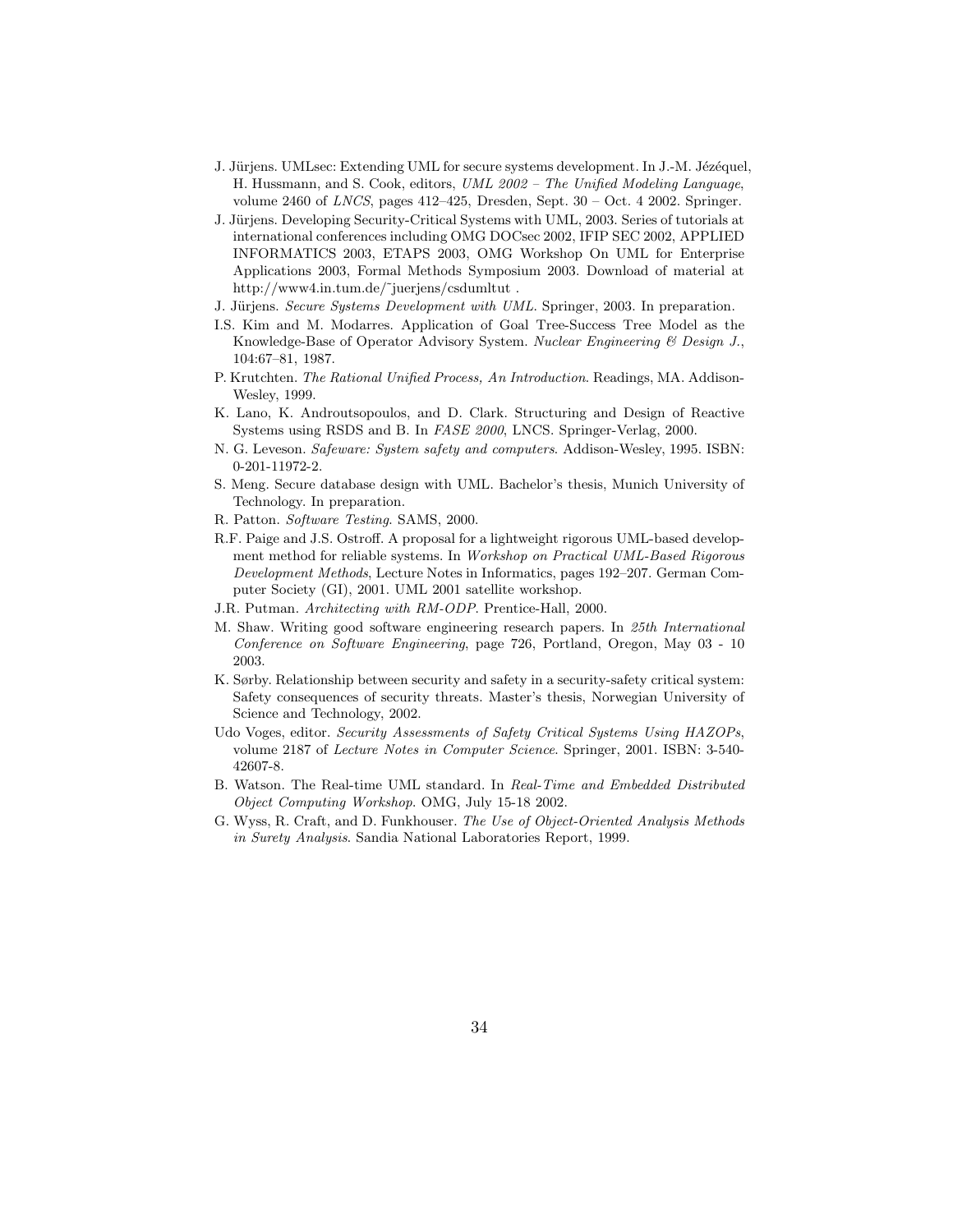J. Jürjens. UMLsec: Extending UML for secure systems development. In J.-M. Jézéquel, H. Hussmann, and S. Cook, editors, *UML 2002 – The Unified Modeling Language*, volume 2460 of *LNCS*, pages 412–425, Dresden, Sept. 30 – Oct. 4 2002. Springer.

J. Jürjens. Developing Security-Critical Systems with UML, 2003. Series of tutorials at international conferences including OMG DOCsec 2002, IFIP SEC 2002, APPLIED INFORMATICS 2003, ETAPS 2003, OMG Workshop On UML for Enterprise Applications 2003, Formal Methods Symposium 2003. Download of material at http://www4.in.tum.de/˜juerjens/csdumltut .

J. Jürjens. *Secure Systems Development with UML*. Springer, 2003. In preparation.

I.S. Kim and M. Modarres. Application of Goal Tree-Success Tree Model as the Knowledge-Base of Operator Advisory System. *Nuclear Engineering & Design J.*, 104:67–81, 1987.

P. Krutchten. *The Rational Unified Process, An Introduction*. Readings, MA. Addison-Wesley, 1999.

K. Lano, K. Androutsopoulos, and D. Clark. Structuring and Design of Reactive Systems using RSDS and B. In *FASE 2000*, LNCS. Springer-Verlag, 2000.

N. G. Leveson. *Safeware: System safety and computers*. Addison-Wesley, 1995. ISBN: 0-201-11972-2.

S. Meng. Secure database design with UML. Bachelor's thesis, Munich University of Technology. In preparation.

R. Patton. *Software Testing*. SAMS, 2000.

R.F. Paige and J.S. Ostroff. A proposal for a lightweight rigorous UML-based development method for reliable systems. In *Workshop on Practical UML-Based Rigorous Development Methods*, Lecture Notes in Informatics, pages 192–207. German Computer Society (GI), 2001. UML 2001 satellite workshop.

J.R. Putman. *Architecting with RM-ODP*. Prentice-Hall, 2000.

M. Shaw. Writing good software engineering research papers. In *25th International Conference on Software Engineering*, page 726, Portland, Oregon, May 03 - 10 2003.

K. Sørby. Relationship between security and safety in a security-safety critical system: Safety consequences of security threats. Master's thesis, Norwegian University of Science and Technology, 2002.

Udo Voges, editor. *Security Assessments of Safety Critical Systems Using HAZOPs*, volume 2187 of *Lecture Notes in Computer Science*. Springer, 2001. ISBN: 3-540-42607-8.

B. Watson. The Real-time UML standard. In *Real-Time and Embedded Distributed Object Computing Workshop*. OMG, July 15-18 2002.

G. Wyss, R. Craft, and D. Funkhouser. *The Use of Object-Oriented Analysis Methods in Surety Analysis*. Sandia National Laboratories Report, 1999.